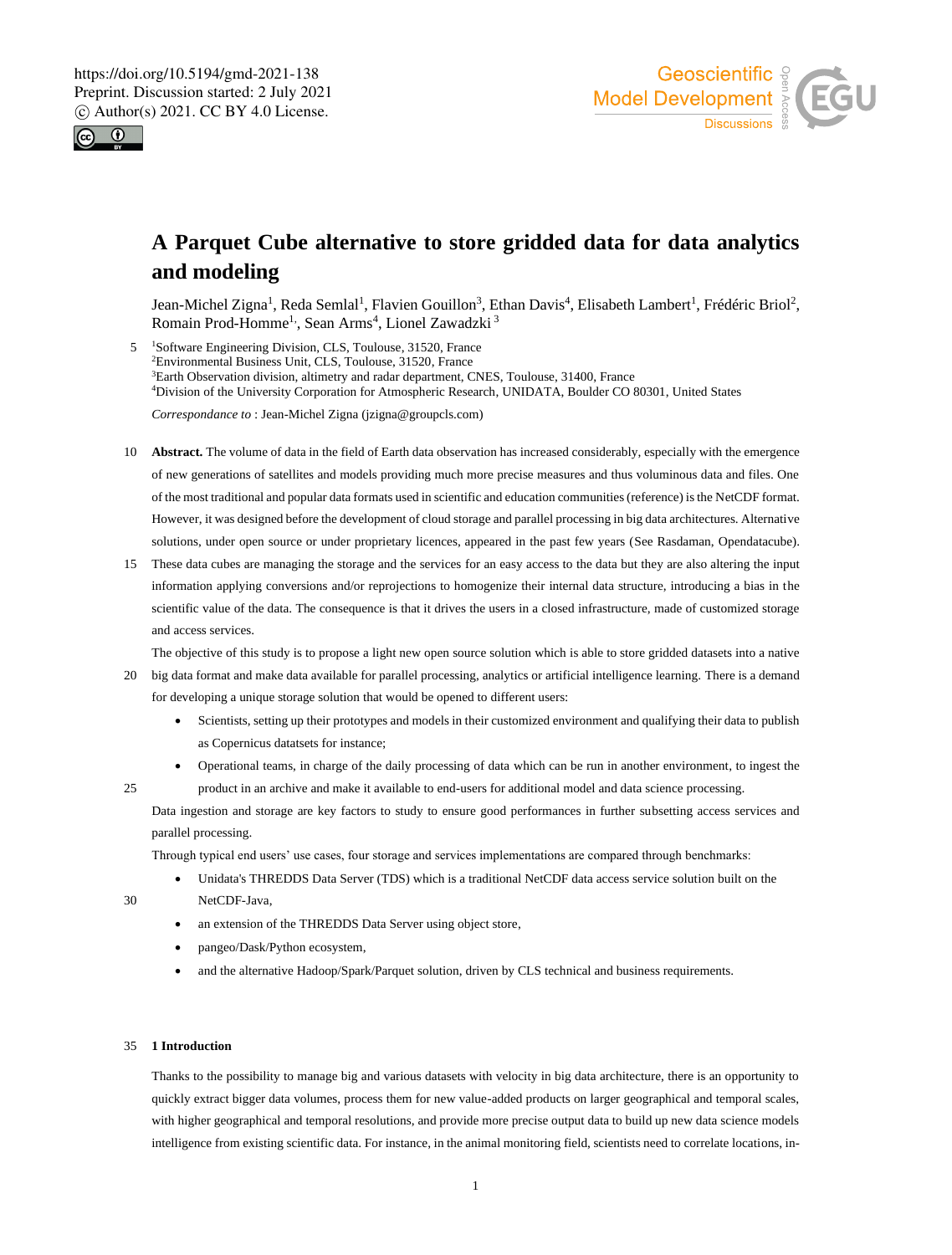https://doi.org/10.5194/gmd-2021-138
Preprint. Discussion started: 2 July 2021
© Author(s) 2021. CC BY 4.0 License.

# A Parquet Cube alternative to store gridded data for data analytics and modeling

Jean-Michel Zigna[1], Reda Semlal[1], Flavien Gouillon[3], Ethan Davis[4], Elisabeth Lambert[1], Frédéric Briol[2], Romain Prod-Homme[1], Sean Arms[4], Lionel Zawadzki [3]

[1]Software Engineering Division, CLS, Toulouse, 31520, France
[2]Environmental Business Unit, CLS, Toulouse, 31520, France
[3]Earth Observation division, altimetry and radar department, CNES, Toulouse, 31400, France
[4]Division of the University Corporation for Atmospheric Research, UNIDATA, Boulder CO 80301, United States

*Correspondance to* : Jean-Michel Zigna (jzigna@groupcls.com)

**Abstract.** The volume of data in the field of Earth data observation has increased considerably, especially with the emergence of new generations of satellites and models providing much more precise measures and thus voluminous data and files. One of the most traditional and popular data formats used in scientific and education communities (reference) is the NetCDF format. However, it was designed before the development of cloud storage and parallel processing in big data architectures. Alternative solutions, under open source or under proprietary licences, appeared in the past few years (See Rasdaman, Opendatacube). These data cubes are managing the storage and the services for an easy access to the data but they are also altering the input information applying conversions and/or reprojections to homogenize their internal data structure, introducing a bias in the scientific value of the data. The consequence is that it drives the users in a closed infrastructure, made of customized storage and access services.

The objective of this study is to propose a light new open source solution which is able to store gridded datasets into a native big data format and make data available for parallel processing, analytics or artificial intelligence learning. There is a demand for developing a unique storage solution that would be opened to different users:

- Scientists, setting up their prototypes and models in their customized environment and qualifying their data to publish as Copernicus datatsets for instance;
- Operational teams, in charge of the daily processing of data which can be run in another environment, to ingest the product in an archive and make it available to end-users for additional model and data science processing.

Data ingestion and storage are key factors to study to ensure good performances in further subsetting access services and parallel processing.

Through typical end users' use cases, four storage and services implementations are compared through benchmarks:

- Unidata's THREDDS Data Server (TDS) which is a traditional NetCDF data access service solution built on the NetCDF-Java,
- an extension of the THREDDS Data Server using object store,
- pangeo/Dask/Python ecosystem,
- and the alternative Hadoop/Spark/Parquet solution, driven by CLS technical and business requirements.

## 1 Introduction

Thanks to the possibility to manage big and various datasets with velocity in big data architecture, there is an opportunity to quickly extract bigger data volumes, process them for new value-added products on larger geographical and temporal scales, with higher geographical and temporal resolutions, and provide more precise output data to build up new data science models intelligence from existing scientific data. For instance, in the animal monitoring field, scientists need to correlate locations, in-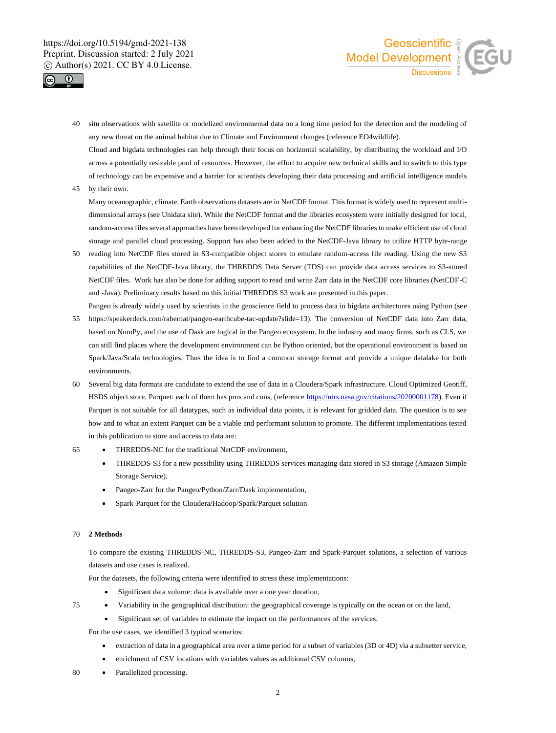situ observations with satellite or modelized environmental data on a long time period for the detection and the modeling of any new threat on the animal habitat due to Climate and Environment changes (reference EO4wildlife).

Cloud and bigdata technologies can help through their focus on horizontal scalability, by distributing the workload and I/O across a potentially resizable pool of resources. However, the effort to acquire new technical skills and to switch to this type of technology can be expensive and a barrier for scientists developing their data processing and artificial intelligence models by their own.

Many oceanographic, climate, Earth observations datasets are in NetCDF format. This format is widely used to represent multi-dimensional arrays (see Unidata site). While the NetCDF format and the libraries ecosystem were initially designed for local, random-access files several approaches have been developed for enhancing the NetCDF libraries to make efficient use of cloud storage and parallel cloud processing. Support has also been added to the NetCDF-Java library to utilize HTTP byte-range reading into NetCDF files stored in S3-compatible object stores to emulate random-access file reading. Using the new S3 capabilities of the NetCDF-Java library, the THREDDS Data Server (TDS) can provide data access services to S3-stored NetCDF files. Work has also be done for adding support to read and write Zarr data in the NetCDF core libraries (NetCDF-C and -Java). Preliminary results based on this initial THREDDS S3 work are presented in this paper.

Pangeo is already widely used by scientists in the geoscience field to process data in bigdata architectures using Python (see https://speakerdeck.com/rabernat/pangeo-earthcube-tac-update?slide=13). The conversion of NetCDF data into Zarr data, based on NumPy, and the use of Dask are logical in the Pangeo ecosystem. In the industry and many firms, such as CLS, we can still find places where the development environment can be Python oriented, but the operational environment is based on Spark/Java/Scala technologies. Thus the idea is to find a common storage format and provide a unique datalake for both environments.

Several big data formats are candidate to extend the use of data in a Cloudera/Spark infrastructure. Cloud Optimized Geotiff, HSDS object store, Parquet: each of them has pros and cons, (reference https://ntrs.nasa.gov/citations/20200001178). Even if Parquet is not suitable for all datatypes, such as individual data points, it is relevant for gridded data. The question is to see how and to what an extent Parquet can be a viable and performant solution to promote. The different implementations tested in this publication to store and access to data are:

- THREDDS-NC for the traditional NetCDF environment,
- THREDDS-S3 for a new possibility using THREDDS services managing data stored in S3 storage (Amazon Simple Storage Service),
- Pangeo-Zarr for the Pangeo/Python/Zarr/Dask implementation,
- Spark-Parquet for the Cloudera/Hadoop/Spark/Parquet solution

## 2 Methods

To compare the existing THREDDS-NC, THREDDS-S3, Pangeo-Zarr and Spark-Parquet solutions, a selection of various datasets and use cases is realized.

For the datasets, the following criteria were identified to stress these implementations:

- Significant data volume: data is available over a one year duration,
- Variability in the geographical distribution: the geographical coverage is typically on the ocean or on the land,
- Significant set of variables to estimate the impact on the performances of the services.

For the use cases, we identified 3 typical scenarios:

- extraction of data in a geographical area over a time period for a subset of variables (3D or 4D) via a subsetter service,
- enrichment of CSV locations with variables values as additional CSV columns,
- Parallelized processing.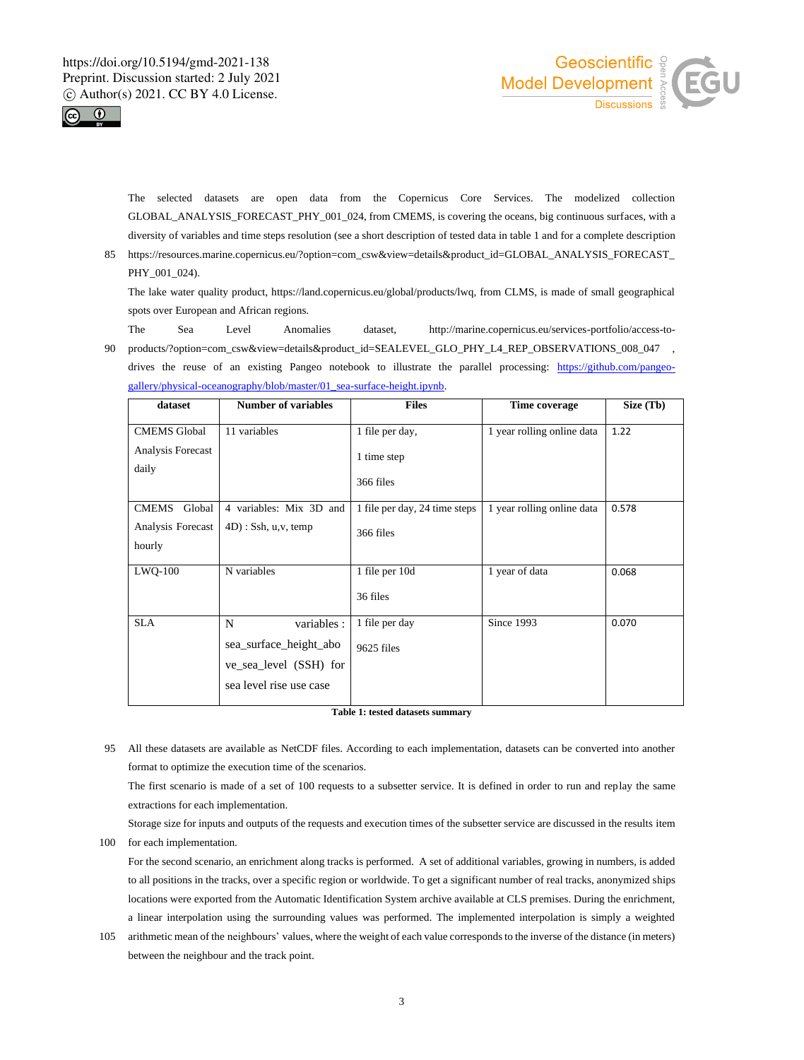The selected datasets are open data from the Copernicus Core Services. The modelized collection GLOBAL_ANALYSIS_FORECAST_PHY_001_024, from CMEMS, is covering the oceans, big continuous surfaces, with a diversity of variables and time steps resolution (see a short description of tested data in table 1 and for a complete description https://resources.marine.copernicus.eu/?option=com_csw&view=details&product_id=GLOBAL_ANALYSIS_FORECAST_PHY_001_024).

The lake water quality product, https://land.copernicus.eu/global/products/lwq, from CLMS, is made of small geographical spots over European and African regions.

The Sea Level Anomalies dataset, http://marine.copernicus.eu/services-portfolio/access-to-products/?option=com_csw&view=details&product_id=SEALEVEL_GLO_PHY_L4_REP_OBSERVATIONS_008_047 , drives the reuse of an existing Pangeo notebook to illustrate the parallel processing: https://github.com/pangeo-gallery/physical-oceanography/blob/master/01_sea-surface-height.ipynb.

| dataset | Number of variables | Files | Time coverage | Size (Tb) |
|---|---|---|---|---|
| CMEMS Global Analysis Forecast daily | 11 variables | 1 file per day, 1 time step, 366 files | 1 year rolling online data | 1.22 |
| CMEMS Global Analysis Forecast hourly | 4 variables: Mix 3D and 4D) : Ssh, u,v, temp | 1 file per day, 24 time steps, 366 files | 1 year rolling online data | 0.578 |
| LWQ-100 | N variables | 1 file per 10d, 36 files | 1 year of data | 0.068 |
| SLA | N variables : sea_surface_height_above_sea_level (SSH) for sea level rise use case | 1 file per day, 9625 files | Since 1993 | 0.070 |

**Table 1: tested datasets summary**

All these datasets are available as NetCDF files. According to each implementation, datasets can be converted into another format to optimize the execution time of the scenarios.

The first scenario is made of a set of 100 requests to a subsetter service. It is defined in order to run and replay the same extractions for each implementation.

Storage size for inputs and outputs of the requests and execution times of the subsetter service are discussed in the results item for each implementation.

For the second scenario, an enrichment along tracks is performed. A set of additional variables, growing in numbers, is added to all positions in the tracks, over a specific region or worldwide. To get a significant number of real tracks, anonymized ships locations were exported from the Automatic Identification System archive available at CLS premises. During the enrichment, a linear interpolation using the surrounding values was performed. The implemented interpolation is simply a weighted arithmetic mean of the neighbours' values, where the weight of each value corresponds to the inverse of the distance (in meters) between the neighbour and the track point.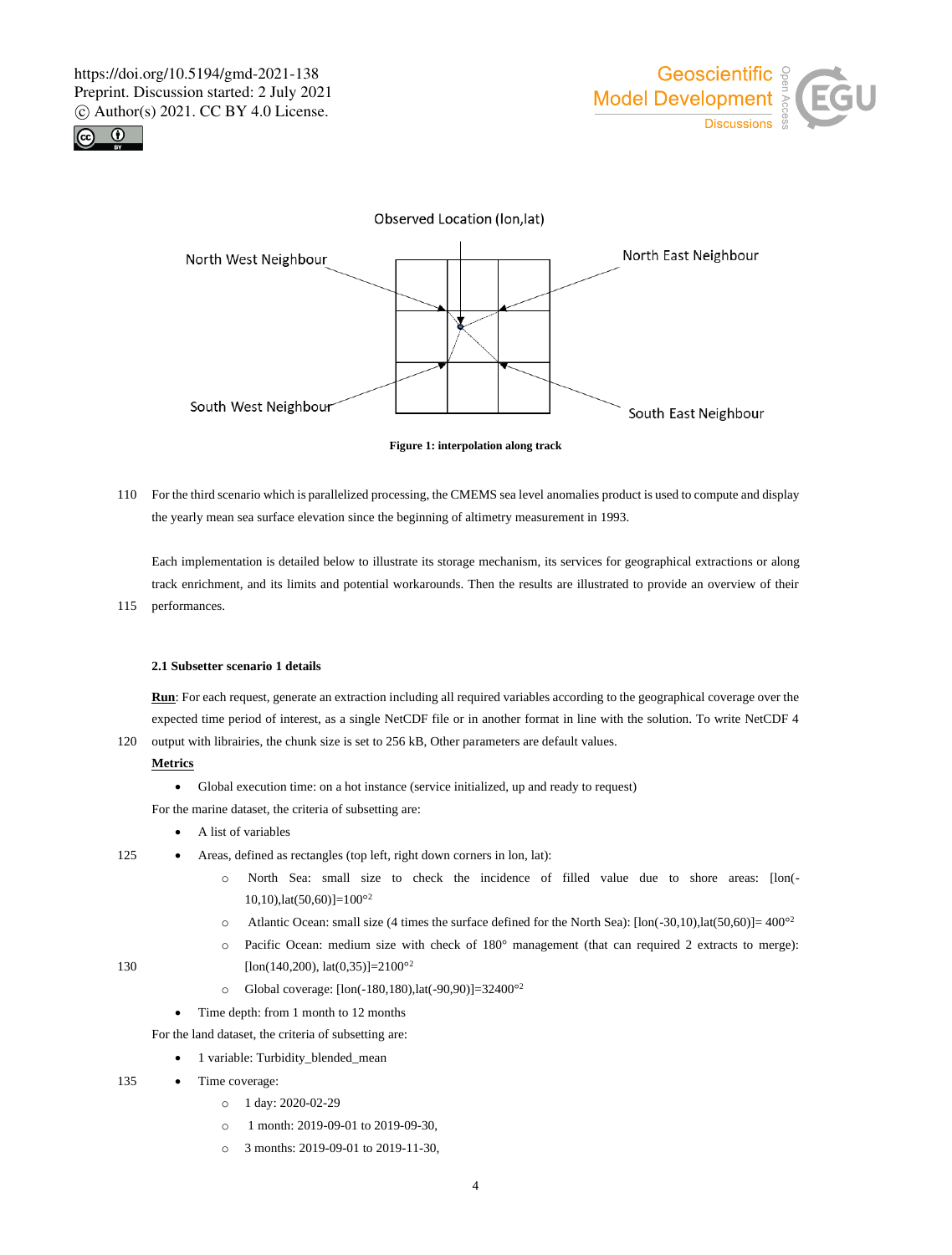Figure 1: interpolation along track

For the third scenario which is parallelized processing, the CMEMS sea level anomalies product is used to compute and display the yearly mean sea surface elevation since the beginning of altimetry measurement in 1993.

Each implementation is detailed below to illustrate its storage mechanism, its services for geographical extractions or along track enrichment, and its limits and potential workarounds. Then the results are illustrated to provide an overview of their performances.

### 2.1 Subsetter scenario 1 details

**Run**: For each request, generate an extraction including all required variables according to the geographical coverage over the expected time period of interest, as a single NetCDF file or in another format in line with the solution. To write NetCDF 4 output with librairies, the chunk size is set to 256 kB, Other parameters are default values.

**Metrics**

- Global execution time: on a hot instance (service initialized, up and ready to request)

For the marine dataset, the criteria of subsetting are:

- A list of variables
- Areas, defined as rectangles (top left, right down corners in lon, lat):
  - North Sea: small size to check the incidence of filled value due to shore areas: [lon(-10,10),lat(50,60)]=100°$^2$
  - Atlantic Ocean: small size (4 times the surface defined for the North Sea): [lon(-30,10),lat(50,60)]= 400°$^2$
  - Pacific Ocean: medium size with check of 180° management (that can required 2 extracts to merge): [lon(140,200), lat(0,35)]=2100°$^2$
  - Global coverage: [lon(-180,180),lat(-90,90)]=32400°$^2$
- Time depth: from 1 month to 12 months

For the land dataset, the criteria of subsetting are:

- 1 variable: Turbidity_blended_mean
- Time coverage:
  - 1 day: 2020-02-29
  - 1 month: 2019-09-01 to 2019-09-30,
  - 3 months: 2019-09-01 to 2019-11-30,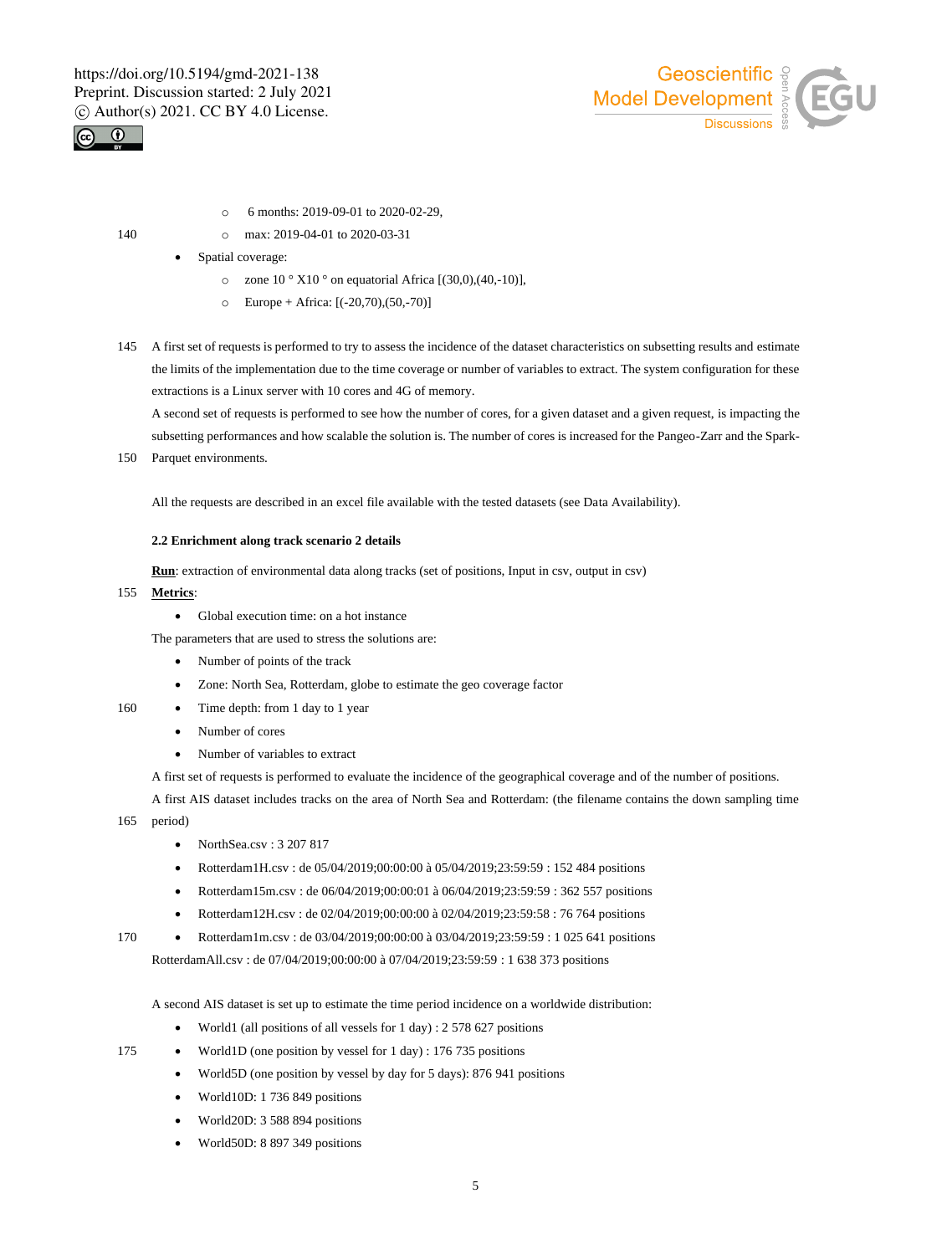- 6 months: 2019-09-01 to 2020-02-29,
    - max: 2019-04-01 to 2020-03-31
- Spatial coverage:
    - zone 10 ° X10 ° on equatorial Africa [(30,0),(40,-10)],
    - Europe + Africa: [(-20,70),(50,-70)]

A first set of requests is performed to try to assess the incidence of the dataset characteristics on subsetting results and estimate the limits of the implementation due to the time coverage or number of variables to extract. The system configuration for these extractions is a Linux server with 10 cores and 4G of memory.

A second set of requests is performed to see how the number of cores, for a given dataset and a given request, is impacting the subsetting performances and how scalable the solution is. The number of cores is increased for the Pangeo-Zarr and the Spark-Parquet environments.

All the requests are described in an excel file available with the tested datasets (see Data Availability).

#### 2.2 Enrichment along track scenario 2 details

**Run**: extraction of environmental data along tracks (set of positions, Input in csv, output in csv)

**Metrics**:

- Global execution time: on a hot instance

The parameters that are used to stress the solutions are:

- Number of points of the track
- Zone: North Sea, Rotterdam, globe to estimate the geo coverage factor
- Time depth: from 1 day to 1 year
- Number of cores
- Number of variables to extract

A first set of requests is performed to evaluate the incidence of the geographical coverage and of the number of positions.

A first AIS dataset includes tracks on the area of North Sea and Rotterdam: (the filename contains the down sampling time period)

- NorthSea.csv : 3 207 817
- Rotterdam1H.csv : de 05/04/2019;00:00:00 à 05/04/2019;23:59:59 : 152 484 positions
- Rotterdam15m.csv : de 06/04/2019;00:00:01 à 06/04/2019;23:59:59 : 362 557 positions
- Rotterdam12H.csv : de 02/04/2019;00:00:00 à 02/04/2019;23:59:58 : 76 764 positions
- Rotterdam1m.csv : de 03/04/2019;00:00:00 à 03/04/2019;23:59:59 : 1 025 641 positions

RotterdamAll.csv : de 07/04/2019;00:00:00 à 07/04/2019;23:59:59 : 1 638 373 positions

A second AIS dataset is set up to estimate the time period incidence on a worldwide distribution:

- World1 (all positions of all vessels for 1 day) : 2 578 627 positions
- World1D (one position by vessel for 1 day) : 176 735 positions
- World5D (one position by vessel by day for 5 days): 876 941 positions
- World10D: 1 736 849 positions
- World20D: 3 588 894 positions
- World50D: 8 897 349 positions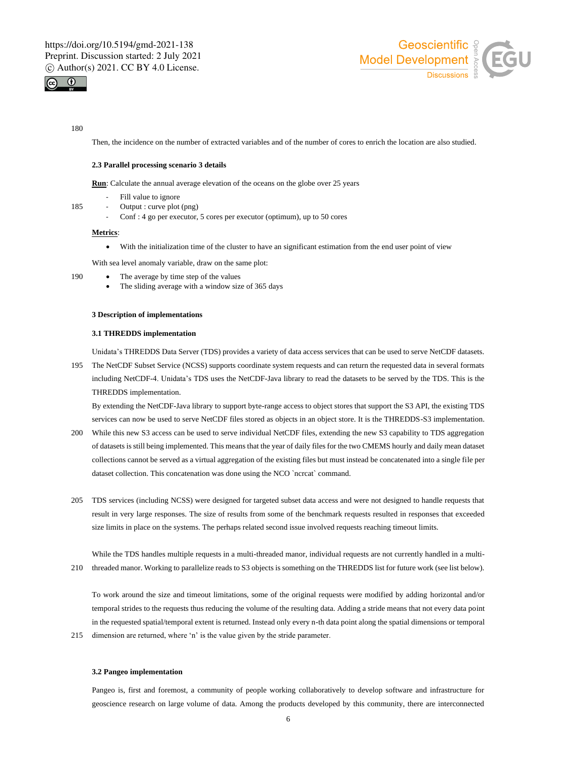Then, the incidence on the number of extracted variables and of the number of cores to enrich the location are also studied.

### 2.3 Parallel processing scenario 3 details

**Run**: Calculate the annual average elevation of the oceans on the globe over 25 years

- Fill value to ignore
- Output : curve plot (png)
- Conf : 4 go per executor, 5 cores per executor (optimum), up to 50 cores

**Metrics**:

- With the initialization time of the cluster to have an significant estimation from the end user point of view

With sea level anomaly variable, draw on the same plot:

- The average by time step of the values
- The sliding average with a window size of 365 days

## 3 Description of implementations

### 3.1 THREDDS implementation

Unidata's THREDDS Data Server (TDS) provides a variety of data access services that can be used to serve NetCDF datasets. The NetCDF Subset Service (NCSS) supports coordinate system requests and can return the requested data in several formats including NetCDF-4. Unidata's TDS uses the NetCDF-Java library to read the datasets to be served by the TDS. This is the THREDDS implementation.

By extending the NetCDF-Java library to support byte-range access to object stores that support the S3 API, the existing TDS services can now be used to serve NetCDF files stored as objects in an object store. It is the THREDDS-S3 implementation. While this new S3 access can be used to serve individual NetCDF files, extending the new S3 capability to TDS aggregation of datasets is still being implemented. This means that the year of daily files for the two CMEMS hourly and daily mean dataset collections cannot be served as a virtual aggregation of the existing files but must instead be concatenated into a single file per dataset collection. This concatenation was done using the NCO `ncrcat` command.

TDS services (including NCSS) were designed for targeted subset data access and were not designed to handle requests that result in very large responses. The size of results from some of the benchmark requests resulted in responses that exceeded size limits in place on the systems. The perhaps related second issue involved requests reaching timeout limits.

While the TDS handles multiple requests in a multi-threaded manor, individual requests are not currently handled in a multi-threaded manor. Working to parallelize reads to S3 objects is something on the THREDDS list for future work (see list below).

To work around the size and timeout limitations, some of the original requests were modified by adding horizontal and/or temporal strides to the requests thus reducing the volume of the resulting data. Adding a stride means that not every data point in the requested spatial/temporal extent is returned. Instead only every n-th data point along the spatial dimensions or temporal dimension are returned, where 'n' is the value given by the stride parameter.

### 3.2 Pangeo implementation

Pangeo is, first and foremost, a community of people working collaboratively to develop software and infrastructure for geoscience research on large volume of data. Among the products developed by this community, there are interconnected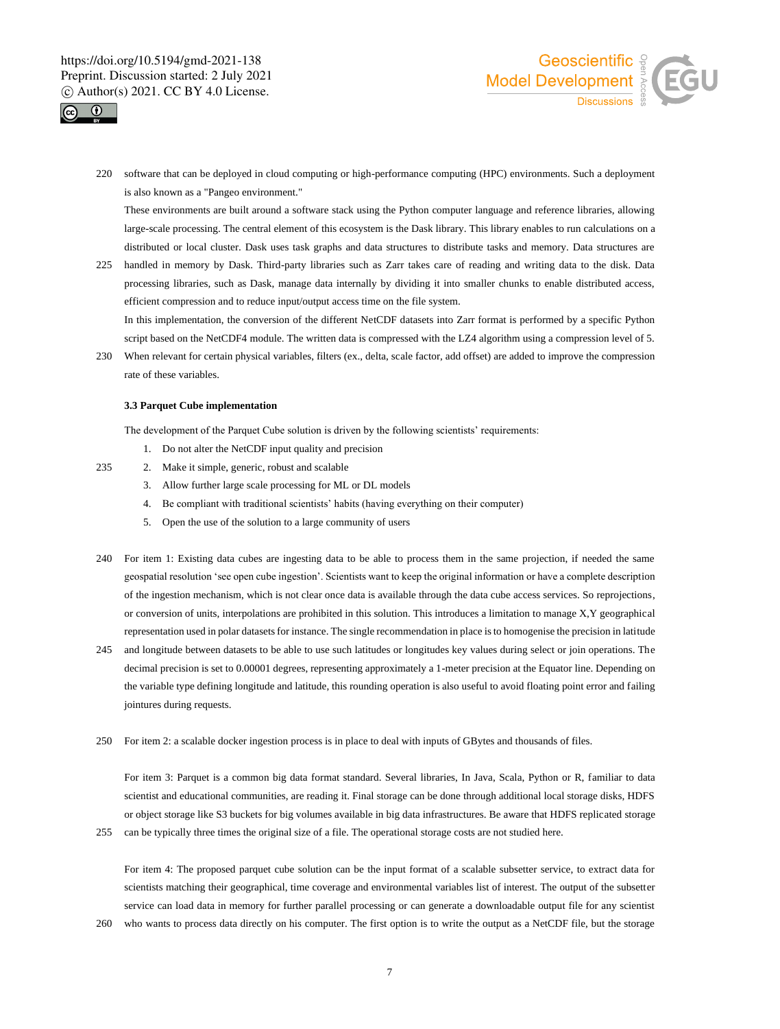software that can be deployed in cloud computing or high-performance computing (HPC) environments. Such a deployment is also known as a "Pangeo environment."

These environments are built around a software stack using the Python computer language and reference libraries, allowing large-scale processing. The central element of this ecosystem is the Dask library. This library enables to run calculations on a distributed or local cluster. Dask uses task graphs and data structures to distribute tasks and memory. Data structures are handled in memory by Dask. Third-party libraries such as Zarr takes care of reading and writing data to the disk. Data processing libraries, such as Dask, manage data internally by dividing it into smaller chunks to enable distributed access, efficient compression and to reduce input/output access time on the file system.

In this implementation, the conversion of the different NetCDF datasets into Zarr format is performed by a specific Python script based on the NetCDF4 module. The written data is compressed with the LZ4 algorithm using a compression level of 5. When relevant for certain physical variables, filters (ex., delta, scale factor, add offset) are added to improve the compression rate of these variables.

### 3.3 Parquet Cube implementation

The development of the Parquet Cube solution is driven by the following scientists' requirements:

1. Do not alter the NetCDF input quality and precision
2. Make it simple, generic, robust and scalable
3. Allow further large scale processing for ML or DL models
4. Be compliant with traditional scientists' habits (having everything on their computer)
5. Open the use of the solution to a large community of users

For item 1: Existing data cubes are ingesting data to be able to process them in the same projection, if needed the same geospatial resolution 'see open cube ingestion'. Scientists want to keep the original information or have a complete description of the ingestion mechanism, which is not clear once data is available through the data cube access services. So reprojections, or conversion of units, interpolations are prohibited in this solution. This introduces a limitation to manage X,Y geographical representation used in polar datasets for instance. The single recommendation in place is to homogenise the precision in latitude and longitude between datasets to be able to use such latitudes or longitudes key values during select or join operations. The decimal precision is set to 0.00001 degrees, representing approximately a 1-meter precision at the Equator line. Depending on the variable type defining longitude and latitude, this rounding operation is also useful to avoid floating point error and failing jointures during requests.

For item 2: a scalable docker ingestion process is in place to deal with inputs of GBytes and thousands of files.

For item 3: Parquet is a common big data format standard. Several libraries, In Java, Scala, Python or R, familiar to data scientist and educational communities, are reading it. Final storage can be done through additional local storage disks, HDFS or object storage like S3 buckets for big volumes available in big data infrastructures. Be aware that HDFS replicated storage can be typically three times the original size of a file. The operational storage costs are not studied here.

For item 4: The proposed parquet cube solution can be the input format of a scalable subsetter service, to extract data for scientists matching their geographical, time coverage and environmental variables list of interest. The output of the subsetter service can load data in memory for further parallel processing or can generate a downloadable output file for any scientist who wants to process data directly on his computer. The first option is to write the output as a NetCDF file, but the storage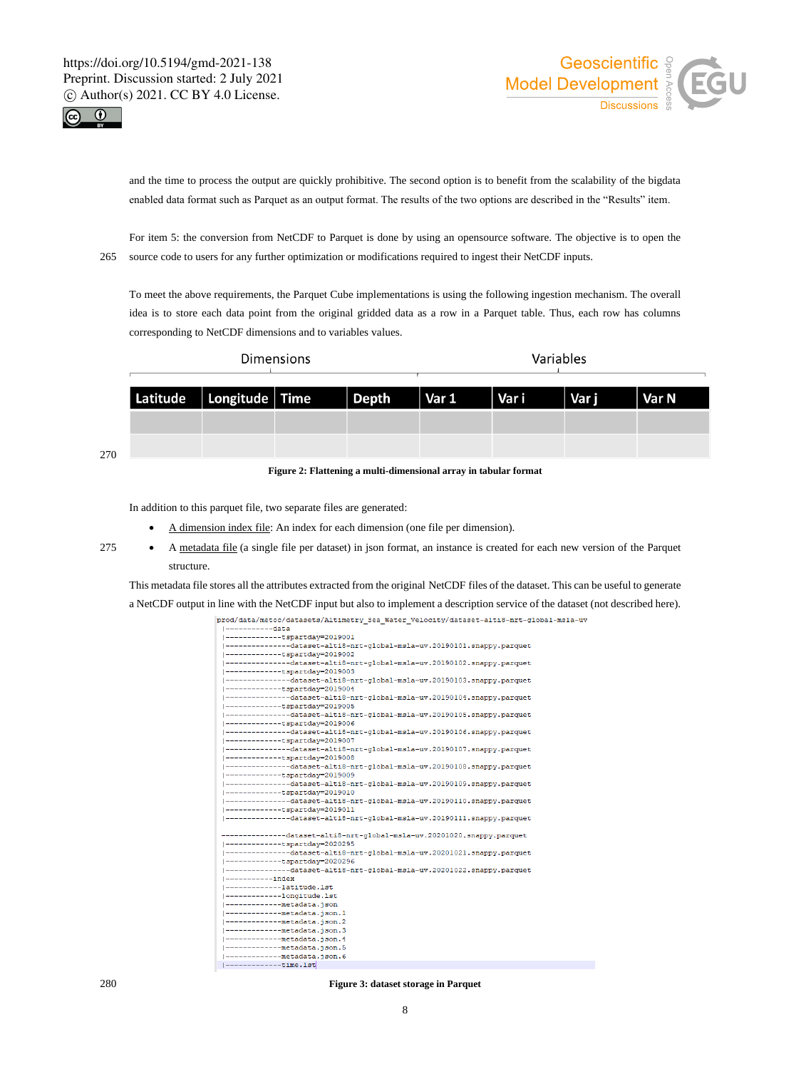and the time to process the output are quickly prohibitive. The second option is to benefit from the scalability of the bigdata enabled data format such as Parquet as an output format. The results of the two options are described in the "Results" item.

For item 5: the conversion from NetCDF to Parquet is done by using an opensource software. The objective is to open the source code to users for any further optimization or modifications required to ingest their NetCDF inputs.

To meet the above requirements, the Parquet Cube implementations is using the following ingestion mechanism. The overall idea is to store each data point from the original gridded data as a row in a Parquet table. Thus, each row has columns corresponding to NetCDF dimensions and to variables values.

| Dimensions | | | | Variables | | | |
|---|---|---|---|---|---|---|---|
| Latitude | Longitude | Time | Depth | Var 1 | Var i | Var j | Var N |
| | | | | | | | |
| | | | | | | | |

**Figure 2: Flattening a multi-dimensional array in tabular format**

In addition to this parquet file, two separate files are generated:

- A dimension index file: An index for each dimension (one file per dimension).
- A metadata file (a single file per dataset) in json format, an instance is created for each new version of the Parquet structure.

This metadata file stores all the attributes extracted from the original NetCDF files of the dataset. This can be useful to generate a NetCDF output in line with the NetCDF input but also to implement a description service of the dataset (not described here).

```
prod/data/metoc/datasets/Altimetry_Sea_Water_Velocity/dataset-alti8-nrt-global-msla-uv
 |-----------data
 |-------------tspartday=2019001
 |---------------dataset-alti8-nrt-global-msla-uv.20190101.snappy.parquet
 |-------------tspartday=2019002
 |---------------dataset-alti8-nrt-global-msla-uv.20190102.snappy.parquet
 |-------------tspartday=2019003
 |---------------dataset-alti8-nrt-global-msla-uv.20190103.snappy.parquet
 |-------------tspartday=2019004
 |---------------dataset-alti8-nrt-global-msla-uv.20190104.snappy.parquet
 |-------------tspartday=2019005
 |---------------dataset-alti8-nrt-global-msla-uv.20190105.snappy.parquet
 |-------------tspartday=2019006
 |---------------dataset-alti8-nrt-global-msla-uv.20190106.snappy.parquet
 |-------------tspartday=2019007
 |---------------dataset-alti8-nrt-global-msla-uv.20190107.snappy.parquet
 |-------------tspartday=2019008
 |---------------dataset-alti8-nrt-global-msla-uv.20190108.snappy.parquet
 |-------------tspartday=2019009
 |---------------dataset-alti8-nrt-global-msla-uv.20190109.snappy.parquet
 |-------------tspartday=2019010
 |---------------dataset-alti8-nrt-global-msla-uv.20190110.snappy.parquet
 |-------------tspartday=2019011
 |---------------dataset-alti8-nrt-global-msla-uv.20190111.snappy.parquet

 ---------------dataset-alti8-nrt-global-msla-uv.20201020.snappy.parquet
 |-------------tspartday=2020295
 |---------------dataset-alti8-nrt-global-msla-uv.20201021.snappy.parquet
 |-------------tspartday=2020296
 |---------------dataset-alti8-nrt-global-msla-uv.20201022.snappy.parquet
 |-----------index
 |-------------latitude.lst
 |-------------longitude.lst
 |-------------metadata.json
 |-------------metadata.json.1
 |-------------metadata.json.2
 |-------------metadata.json.3
 |-------------metadata.json.4
 |-------------metadata.json.5
 |-------------metadata.json.6
 |-------------time.lst
```

**Figure 3: dataset storage in Parquet**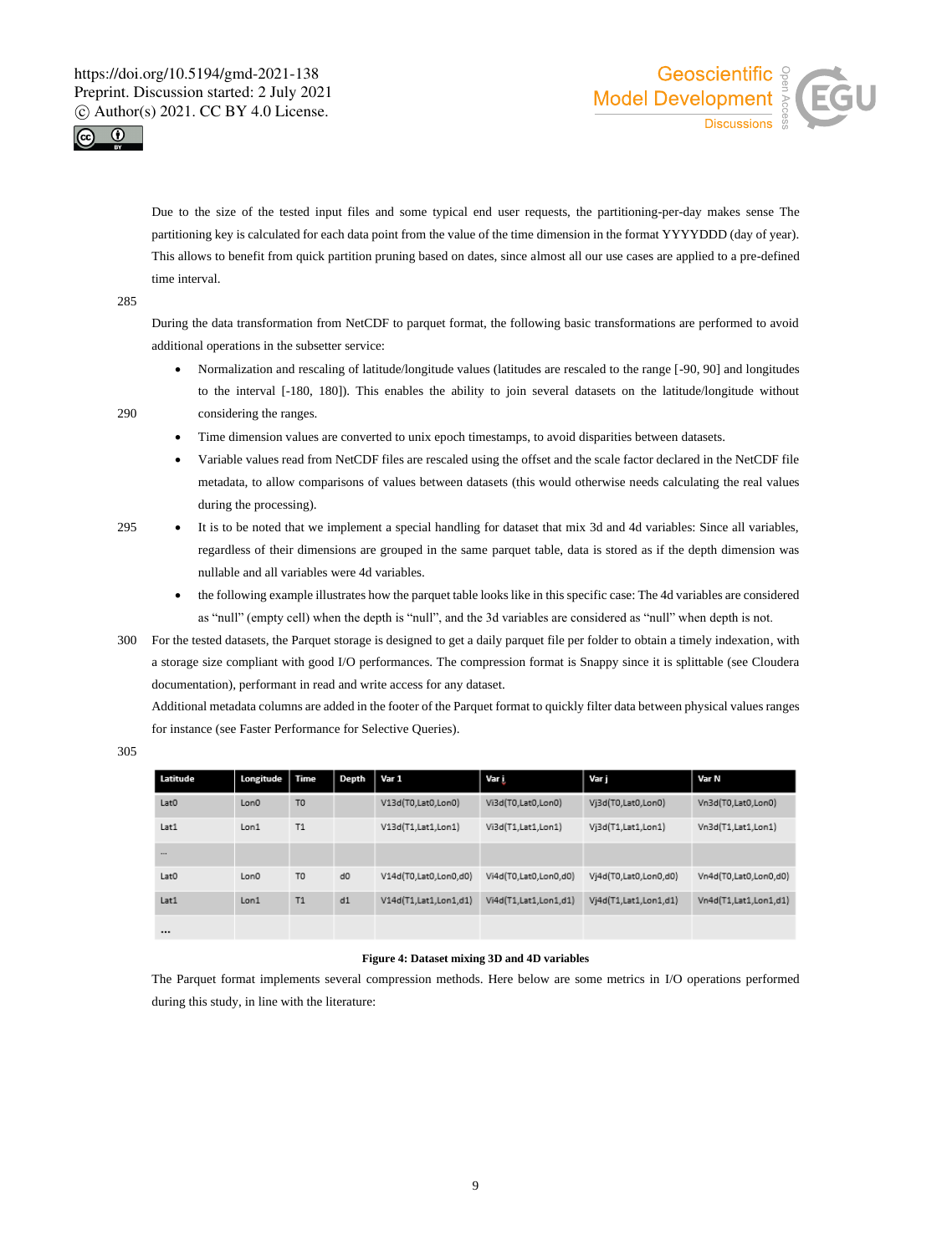Due to the size of the tested input files and some typical end user requests, the partitioning-per-day makes sense The partitioning key is calculated for each data point from the value of the time dimension in the format YYYYDDD (day of year). This allows to benefit from quick partition pruning based on dates, since almost all our use cases are applied to a pre-defined time interval.

During the data transformation from NetCDF to parquet format, the following basic transformations are performed to avoid additional operations in the subsetter service:

- Normalization and rescaling of latitude/longitude values (latitudes are rescaled to the range [-90, 90] and longitudes to the interval [-180, 180]). This enables the ability to join several datasets on the latitude/longitude without considering the ranges.
- Time dimension values are converted to unix epoch timestamps, to avoid disparities between datasets.
- Variable values read from NetCDF files are rescaled using the offset and the scale factor declared in the NetCDF file metadata, to allow comparisons of values between datasets (this would otherwise needs calculating the real values during the processing).
- It is to be noted that we implement a special handling for dataset that mix 3d and 4d variables: Since all variables, regardless of their dimensions are grouped in the same parquet table, data is stored as if the depth dimension was nullable and all variables were 4d variables.
- the following example illustrates how the parquet table looks like in this specific case: The 4d variables are considered as "null" (empty cell) when the depth is "null", and the 3d variables are considered as "null" when depth is not.

For the tested datasets, the Parquet storage is designed to get a daily parquet file per folder to obtain a timely indexation, with a storage size compliant with good I/O performances. The compression format is Snappy since it is splittable (see Cloudera documentation), performant in read and write access for any dataset.

Additional metadata columns are added in the footer of the Parquet format to quickly filter data between physical values ranges for instance (see Faster Performance for Selective Queries).

| Latitude | Longitude | Time | Depth | Var 1 | Var i | Var j | Var N |
|---|---|---|---|---|---|---|---|
| Lat0 | Lon0 | T0 | | V13d(T0,Lat0,Lon0) | Vi3d(T0,Lat0,Lon0) | Vj3d(T0,Lat0,Lon0) | Vn3d(T0,Lat0,Lon0) |
| Lat1 | Lon1 | T1 | | V13d(T1,Lat1,Lon1) | Vi3d(T1,Lat1,Lon1) | Vj3d(T1,Lat1,Lon1) | Vn3d(T1,Lat1,Lon1) |
| ... | | | | | | | |
| Lat0 | Lon0 | T0 | d0 | V14d(T0,Lat0,Lon0,d0) | Vi4d(T0,Lat0,Lon0,d0) | Vj4d(T0,Lat0,Lon0,d0) | Vn4d(T0,Lat0,Lon0,d0) |
| Lat1 | Lon1 | T1 | d1 | V14d(T1,Lat1,Lon1,d1) | Vi4d(T1,Lat1,Lon1,d1) | Vj4d(T1,Lat1,Lon1,d1) | Vn4d(T1,Lat1,Lon1,d1) |
| ... | | | | | | | |

**Figure 4: Dataset mixing 3D and 4D variables**

The Parquet format implements several compression methods. Here below are some metrics in I/O operations performed during this study, in line with the literature: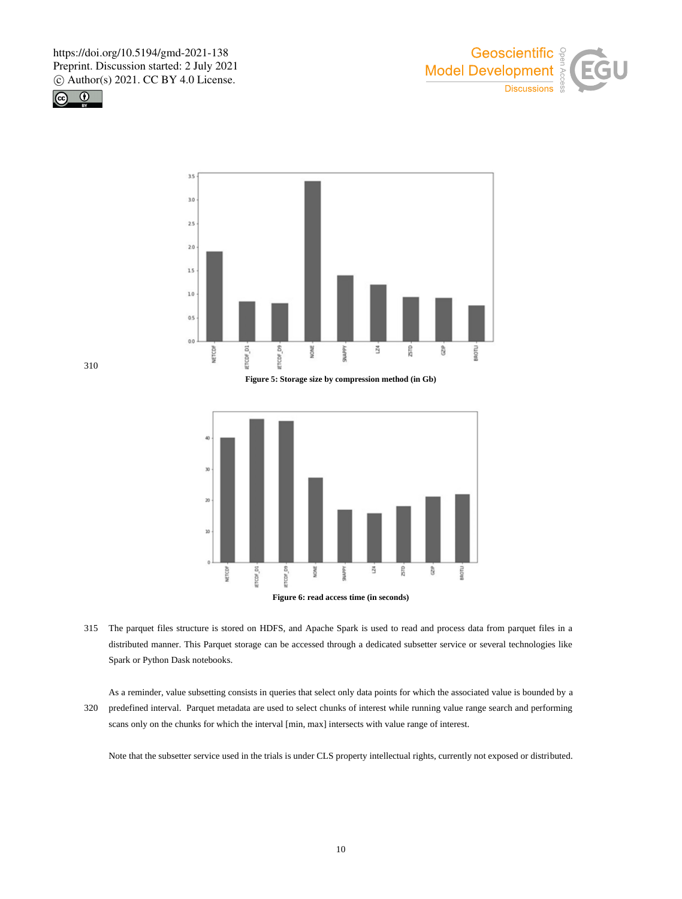Figure 5: Storage size by compression method (in Gb)

Figure 6: read access time (in seconds)

The parquet files structure is stored on HDFS, and Apache Spark is used to read and process data from parquet files in a distributed manner. This Parquet storage can be accessed through a dedicated subsetter service or several technologies like Spark or Python Dask notebooks.

As a reminder, value subsetting consists in queries that select only data points for which the associated value is bounded by a predefined interval. Parquet metadata are used to select chunks of interest while running value range search and performing scans only on the chunks for which the interval [min, max] intersects with value range of interest.

Note that the subsetter service used in the trials is under CLS property intellectual rights, currently not exposed or distributed.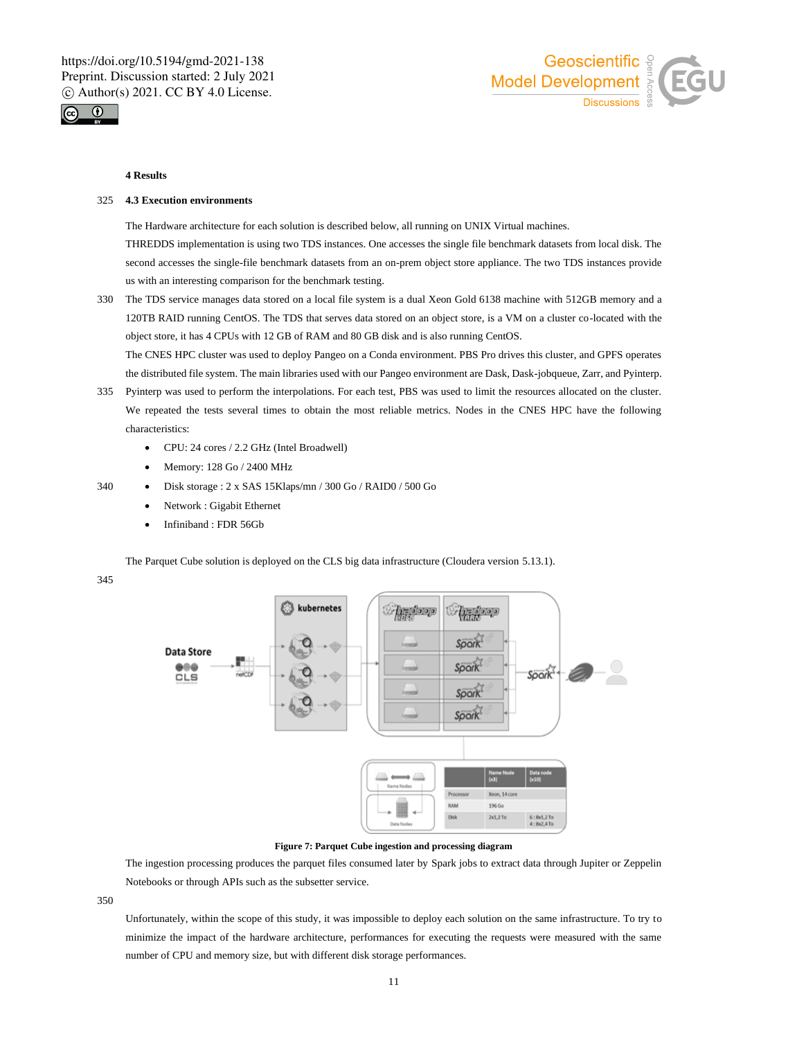## 4 Results

### 4.3 Execution environments

The Hardware architecture for each solution is described below, all running on UNIX Virtual machines.

THREDDS implementation is using two TDS instances. One accesses the single file benchmark datasets from local disk. The second accesses the single-file benchmark datasets from an on-prem object store appliance. The two TDS instances provide us with an interesting comparison for the benchmark testing.

The TDS service manages data stored on a local file system is a dual Xeon Gold 6138 machine with 512GB memory and a 120TB RAID running CentOS. The TDS that serves data stored on an object store, is a VM on a cluster co-located with the object store, it has 4 CPUs with 12 GB of RAM and 80 GB disk and is also running CentOS.

The CNES HPC cluster was used to deploy Pangeo on a Conda environment. PBS Pro drives this cluster, and GPFS operates the distributed file system. The main libraries used with our Pangeo environment are Dask, Dask-jobqueue, Zarr, and Pyinterp. Pyinterp was used to perform the interpolations. For each test, PBS was used to limit the resources allocated on the cluster. We repeated the tests several times to obtain the most reliable metrics. Nodes in the CNES HPC have the following characteristics:

- CPU: 24 cores / 2.2 GHz (Intel Broadwell)
- Memory: 128 Go / 2400 MHz
- Disk storage : 2 x SAS 15Klaps/mn / 300 Go / RAID0 / 500 Go
- Network : Gigabit Ethernet
- Infiniband : FDR 56Gb

The Parquet Cube solution is deployed on the CLS big data infrastructure (Cloudera version 5.13.1).

**Figure 7: Parquet Cube ingestion and processing diagram**

The ingestion processing produces the parquet files consumed later by Spark jobs to extract data through Jupiter or Zeppelin Notebooks or through APIs such as the subsetter service.

Unfortunately, within the scope of this study, it was impossible to deploy each solution on the same infrastructure. To try to minimize the impact of the hardware architecture, performances for executing the requests were measured with the same number of CPU and memory size, but with different disk storage performances.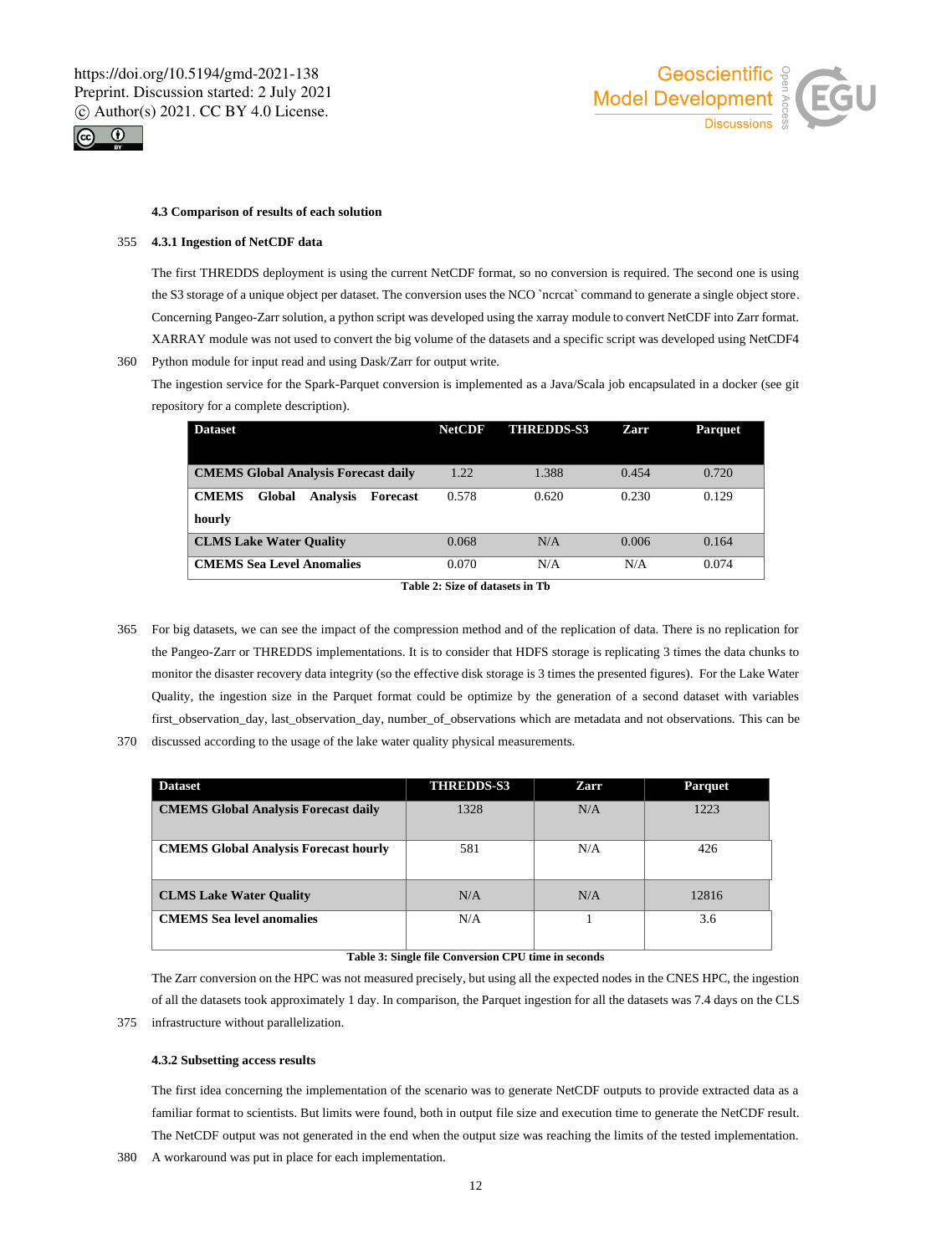### 4.3 Comparison of results of each solution

#### 4.3.1 Ingestion of NetCDF data

The first THREDDS deployment is using the current NetCDF format, so no conversion is required. The second one is using the S3 storage of a unique object per dataset. The conversion uses the NCO `ncrcat` command to generate a single object store. Concerning Pangeo-Zarr solution, a python script was developed using the xarray module to convert NetCDF into Zarr format. XARRAY module was not used to convert the big volume of the datasets and a specific script was developed using NetCDF4 Python module for input read and using Dask/Zarr for output write.

The ingestion service for the Spark-Parquet conversion is implemented as a Java/Scala job encapsulated in a docker (see git repository for a complete description).

| Dataset | NetCDF | THREDDS-S3 | Zarr | Parquet |
|---|---|---|---|---|
| **CMEMS Global Analysis Forecast daily** | 1.22 | 1.388 | 0.454 | 0.720 |
| **CMEMS Global Analysis Forecast hourly** | 0.578 | 0.620 | 0.230 | 0.129 |
| **CLMS Lake Water Quality** | 0.068 | N/A | 0.006 | 0.164 |
| **CMEMS Sea Level Anomalies** | 0.070 | N/A | N/A | 0.074 |

**Table 2: Size of datasets in Tb**

For big datasets, we can see the impact of the compression method and of the replication of data. There is no replication for the Pangeo-Zarr or THREDDS implementations. It is to consider that HDFS storage is replicating 3 times the data chunks to monitor the disaster recovery data integrity (so the effective disk storage is 3 times the presented figures). For the Lake Water Quality, the ingestion size in the Parquet format could be optimize by the generation of a second dataset with variables first_observation_day, last_observation_day, number_of_observations which are metadata and not observations. This can be discussed according to the usage of the lake water quality physical measurements.

| Dataset | THREDDS-S3 | Zarr | Parquet |
|---|---|---|---|
| **CMEMS Global Analysis Forecast daily** | 1328 | N/A | 1223 |
| **CMEMS Global Analysis Forecast hourly** | 581 | N/A | 426 |
| **CLMS Lake Water Quality** | N/A | N/A | 12816 |
| **CMEMS Sea level anomalies** | N/A | 1 | 3.6 |

**Table 3: Single file Conversion CPU time in seconds**

The Zarr conversion on the HPC was not measured precisely, but using all the expected nodes in the CNES HPC, the ingestion of all the datasets took approximately 1 day. In comparison, the Parquet ingestion for all the datasets was 7.4 days on the CLS infrastructure without parallelization.

#### 4.3.2 Subsetting access results

The first idea concerning the implementation of the scenario was to generate NetCDF outputs to provide extracted data as a familiar format to scientists. But limits were found, both in output file size and execution time to generate the NetCDF result. The NetCDF output was not generated in the end when the output size was reaching the limits of the tested implementation. A workaround was put in place for each implementation.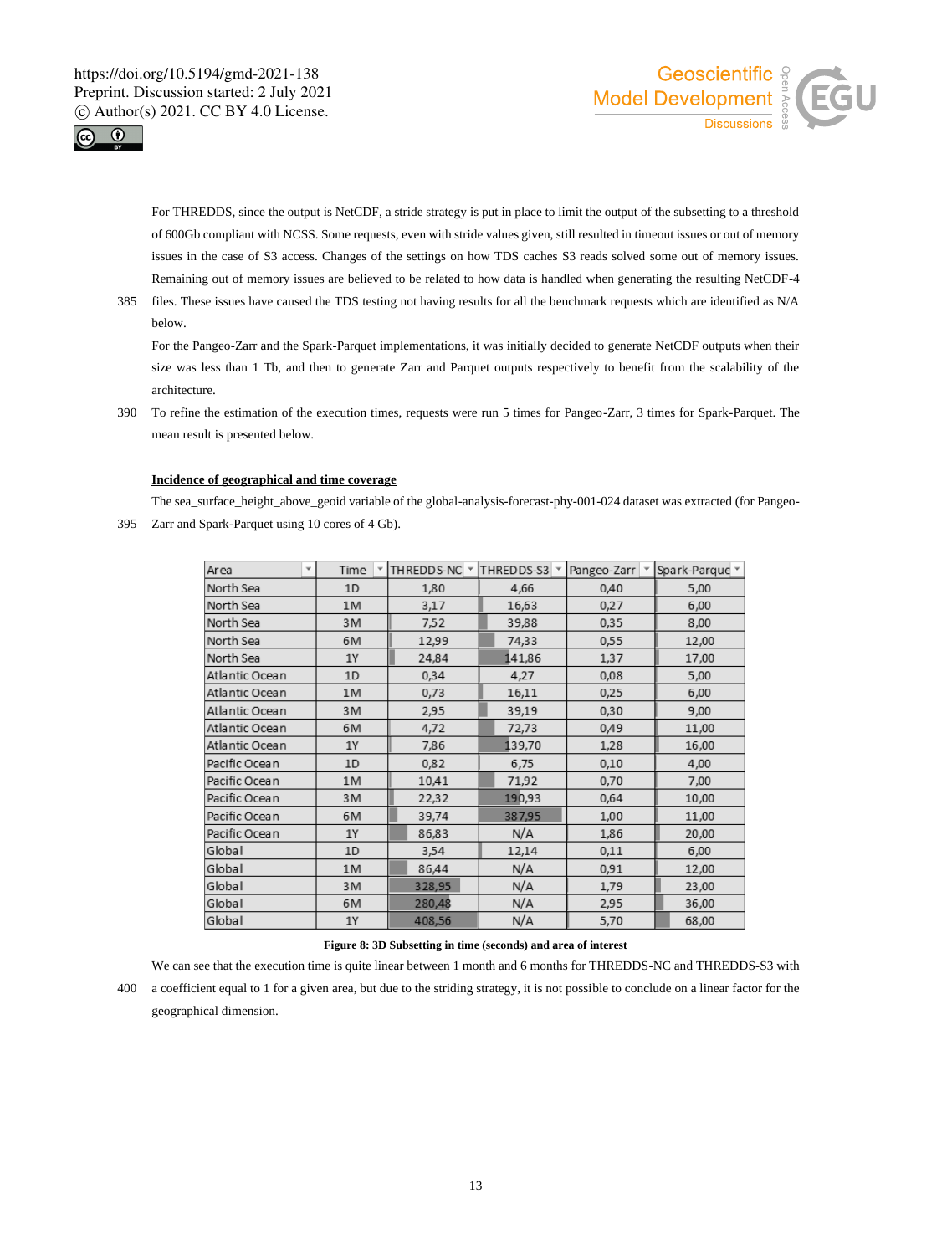For THREDDS, since the output is NetCDF, a stride strategy is put in place to limit the output of the subsetting to a threshold of 600Gb compliant with NCSS. Some requests, even with stride values given, still resulted in timeout issues or out of memory issues in the case of S3 access. Changes of the settings on how TDS caches S3 reads solved some out of memory issues. Remaining out of memory issues are believed to be related to how data is handled when generating the resulting NetCDF-4 files. These issues have caused the TDS testing not having results for all the benchmark requests which are identified as N/A below.

For the Pangeo-Zarr and the Spark-Parquet implementations, it was initially decided to generate NetCDF outputs when their size was less than 1 Tb, and then to generate Zarr and Parquet outputs respectively to benefit from the scalability of the architecture.

To refine the estimation of the execution times, requests were run 5 times for Pangeo-Zarr, 3 times for Spark-Parquet. The mean result is presented below.

**Incidence of geographical and time coverage**

The sea_surface_height_above_geoid variable of the global-analysis-forecast-phy-001-024 dataset was extracted (for Pangeo-Zarr and Spark-Parquet using 10 cores of 4 Gb).

| Area | Time | THREDDS-NC | THREDDS-S3 | Pangeo-Zarr | Spark-Parque |
|---|---|---|---|---|---|
| North Sea | 1D | 1,80 | 4,66 | 0,40 | 5,00 |
| North Sea | 1M | 3,17 | 16,63 | 0,27 | 6,00 |
| North Sea | 3M | 7,52 | 39,88 | 0,35 | 8,00 |
| North Sea | 6M | 12,99 | 74,33 | 0,55 | 12,00 |
| North Sea | 1Y | 24,84 | 141,86 | 1,37 | 17,00 |
| Atlantic Ocean | 1D | 0,34 | 4,27 | 0,08 | 5,00 |
| Atlantic Ocean | 1M | 0,73 | 16,11 | 0,25 | 6,00 |
| Atlantic Ocean | 3M | 2,95 | 39,19 | 0,30 | 9,00 |
| Atlantic Ocean | 6M | 4,72 | 72,73 | 0,49 | 11,00 |
| Atlantic Ocean | 1Y | 7,86 | 139,70 | 1,28 | 16,00 |
| Pacific Ocean | 1D | 0,82 | 6,75 | 0,10 | 4,00 |
| Pacific Ocean | 1M | 10,41 | 71,92 | 0,70 | 7,00 |
| Pacific Ocean | 3M | 22,32 | 190,93 | 0,64 | 10,00 |
| Pacific Ocean | 6M | 39,74 | 387,95 | 1,00 | 11,00 |
| Pacific Ocean | 1Y | 86,83 | N/A | 1,86 | 20,00 |
| Global | 1D | 3,54 | 12,14 | 0,11 | 6,00 |
| Global | 1M | 86,44 | N/A | 0,91 | 12,00 |
| Global | 3M | 328,95 | N/A | 1,79 | 23,00 |
| Global | 6M | 280,48 | N/A | 2,95 | 36,00 |
| Global | 1Y | 408,56 | N/A | 5,70 | 68,00 |

**Figure 8: 3D Subsetting in time (seconds) and area of interest**

We can see that the execution time is quite linear between 1 month and 6 months for THREDDS-NC and THREDDS-S3 with a coefficient equal to 1 for a given area, but due to the striding strategy, it is not possible to conclude on a linear factor for the geographical dimension.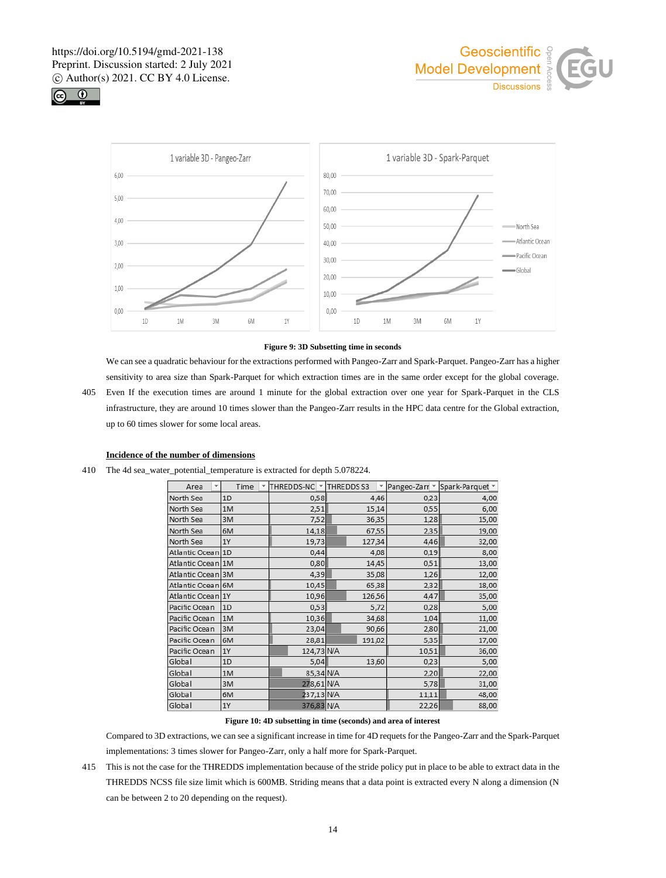Figure 9: 3D Subsetting time in seconds

We can see a quadratic behaviour for the extractions performed with Pangeo-Zarr and Spark-Parquet. Pangeo-Zarr has a higher sensitivity to area size than Spark-Parquet for which extraction times are in the same order except for the global coverage. Even If the execution times are around 1 minute for the global extraction over one year for Spark-Parquet in the CLS infrastructure, they are around 10 times slower than the Pangeo-Zarr results in the HPC data centre for the Global extraction, up to 60 times slower for some local areas.

## Incidence of the number of dimensions

The 4d sea_water_potential_temperature is extracted for depth 5.078224.

| Area | Time | THREDDS-NC | THREDDS S3 | Pangeo-Zarr | Spark-Parquet |
|---|---|---|---|---|---|
| North Sea | 1D | 0,58 | 4,46 | 0,23 | 4,00 |
| North Sea | 1M | 2,51 | 15,14 | 0,55 | 6,00 |
| North Sea | 3M | 7,52 | 36,35 | 1,28 | 15,00 |
| North Sea | 6M | 14,18 | 67,55 | 2,35 | 19,00 |
| North Sea | 1Y | 19,73 | 127,34 | 4,46 | 32,00 |
| Atlantic Ocean | 1D | 0,44 | 4,08 | 0,19 | 8,00 |
| Atlantic Ocean | 1M | 0,80 | 14,45 | 0,51 | 13,00 |
| Atlantic Ocean | 3M | 4,39 | 35,08 | 1,26 | 12,00 |
| Atlantic Ocean | 6M | 10,45 | 65,38 | 2,32 | 18,00 |
| Atlantic Ocean | 1Y | 10,96 | 126,56 | 4,47 | 35,00 |
| Pacific Ocean | 1D | 0,53 | 5,72 | 0,28 | 5,00 |
| Pacific Ocean | 1M | 10,36 | 34,68 | 1,04 | 11,00 |
| Pacific Ocean | 3M | 23,04 | 90,66 | 2,80 | 21,00 |
| Pacific Ocean | 6M | 28,81 | 191,02 | 5,35 | 17,00 |
| Pacific Ocean | 1Y | 124,73 | N/A | 10,51 | 36,00 |
| Global | 1D | 5,04 | 13,60 | 0,23 | 5,00 |
| Global | 1M | 85,34 | N/A | 2,20 | 22,00 |
| Global | 3M | 278,61 | N/A | 5,78 | 31,00 |
| Global | 6M | 237,13 | N/A | 11,11 | 48,00 |
| Global | 1Y | 376,83 | N/A | 22,26 | 88,00 |

Figure 10: 4D subsetting in time (seconds) and area of interest

Compared to 3D extractions, we can see a significant increase in time for 4D requets for the Pangeo-Zarr and the Spark-Parquet implementations: 3 times slower for Pangeo-Zarr, only a half more for Spark-Parquet.

This is not the case for the THREDDS implementation because of the stride policy put in place to be able to extract data in the THREDDS NCSS file size limit which is 600MB. Striding means that a data point is extracted every N along a dimension (N can be between 2 to 20 depending on the request).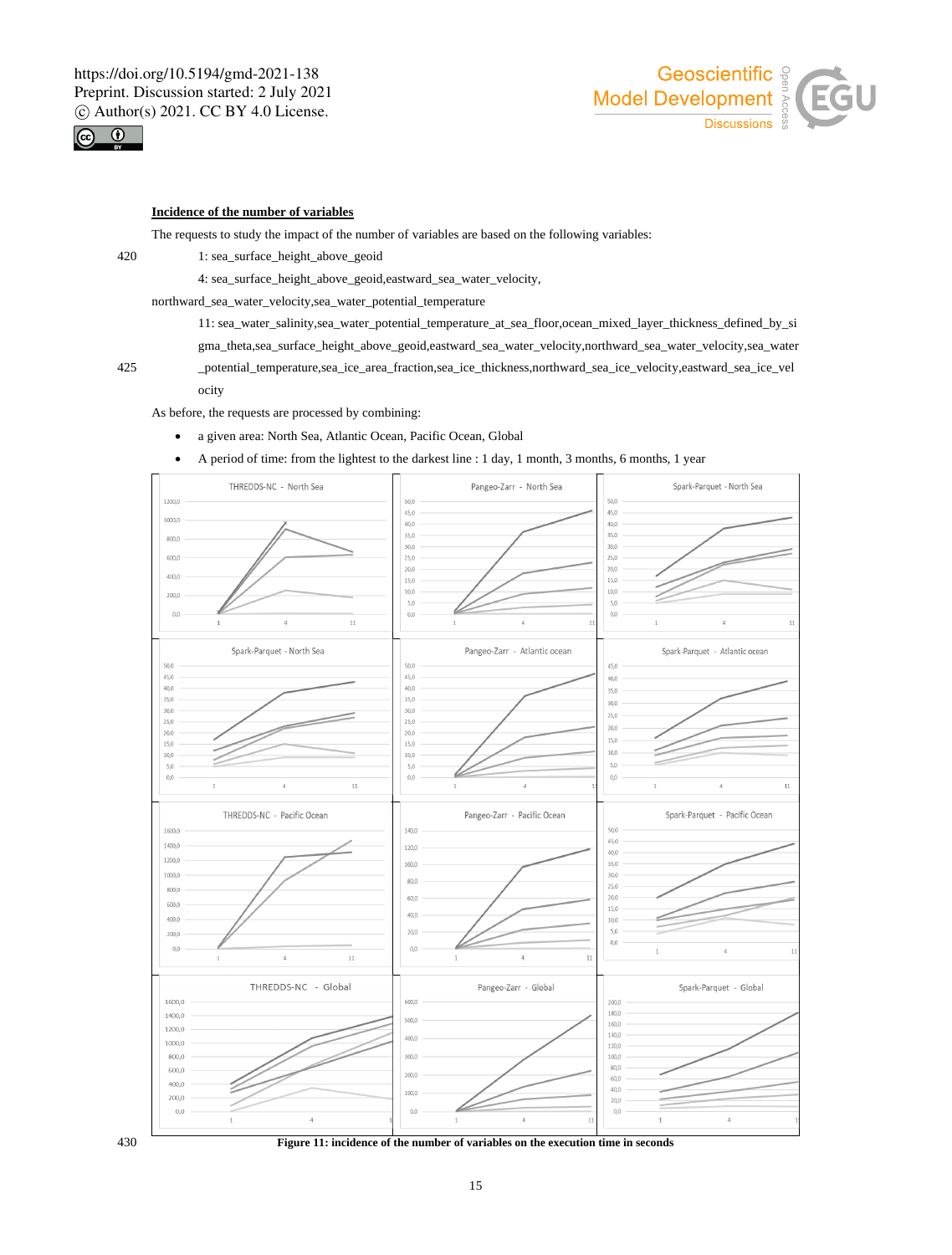**Incidence of the number of variables**

The requests to study the impact of the number of variables are based on the following variables:

1: sea_surface_height_above_geoid

4: sea_surface_height_above_geoid,eastward_sea_water_velocity, northward_sea_water_velocity,sea_water_potential_temperature

11: sea_water_salinity,sea_water_potential_temperature_at_sea_floor,ocean_mixed_layer_thickness_defined_by_sigma_theta,sea_surface_height_above_geoid,eastward_sea_water_velocity,northward_sea_water_velocity,sea_water_potential_temperature,sea_ice_area_fraction,sea_ice_thickness,northward_sea_ice_velocity,eastward_sea_ice_velocity

As before, the requests are processed by combining:

- a given area: North Sea, Atlantic Ocean, Pacific Ocean, Global
- A period of time: from the lightest to the darkest line : 1 day, 1 month, 3 months, 6 months, 1 year

**Figure 11: incidence of the number of variables on the execution time in seconds**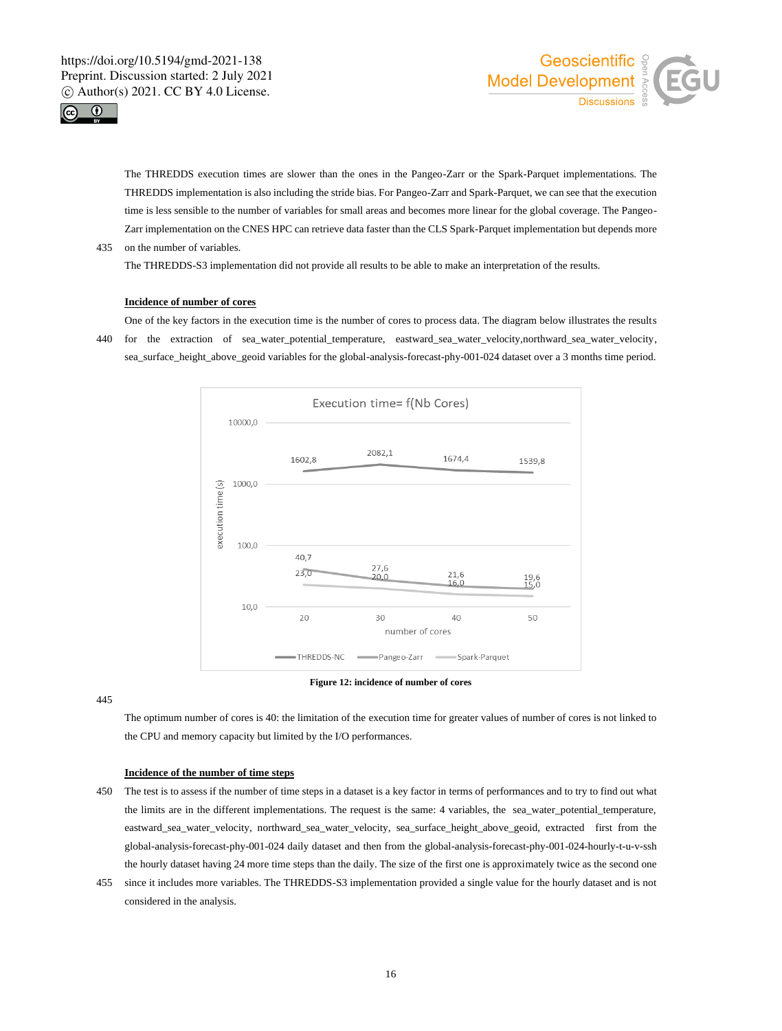The THREDDS execution times are slower than the ones in the Pangeo-Zarr or the Spark-Parquet implementations. The THREDDS implementation is also including the stride bias. For Pangeo-Zarr and Spark-Parquet, we can see that the execution time is less sensible to the number of variables for small areas and becomes more linear for the global coverage. The Pangeo-Zarr implementation on the CNES HPC can retrieve data faster than the CLS Spark-Parquet implementation but depends more on the number of variables.

The THREDDS-S3 implementation did not provide all results to be able to make an interpretation of the results.

**Incidence of number of cores**

One of the key factors in the execution time is the number of cores to process data. The diagram below illustrates the results for the extraction of sea_water_potential_temperature, eastward_sea_water_velocity,northward_sea_water_velocity, sea_surface_height_above_geoid variables for the global-analysis-forecast-phy-001-024 dataset over a 3 months time period.

**Figure 12: incidence of number of cores**

The optimum number of cores is 40: the limitation of the execution time for greater values of number of cores is not linked to the CPU and memory capacity but limited by the I/O performances.

**Incidence of the number of time steps**

The test is to assess if the number of time steps in a dataset is a key factor in terms of performances and to try to find out what the limits are in the different implementations. The request is the same: 4 variables, the sea_water_potential_temperature, eastward_sea_water_velocity, northward_sea_water_velocity, sea_surface_height_above_geoid, extracted first from the global-analysis-forecast-phy-001-024 daily dataset and then from the global-analysis-forecast-phy-001-024-hourly-t-u-v-ssh the hourly dataset having 24 more time steps than the daily. The size of the first one is approximately twice as the second one since it includes more variables. The THREDDS-S3 implementation provided a single value for the hourly dataset and is not considered in the analysis.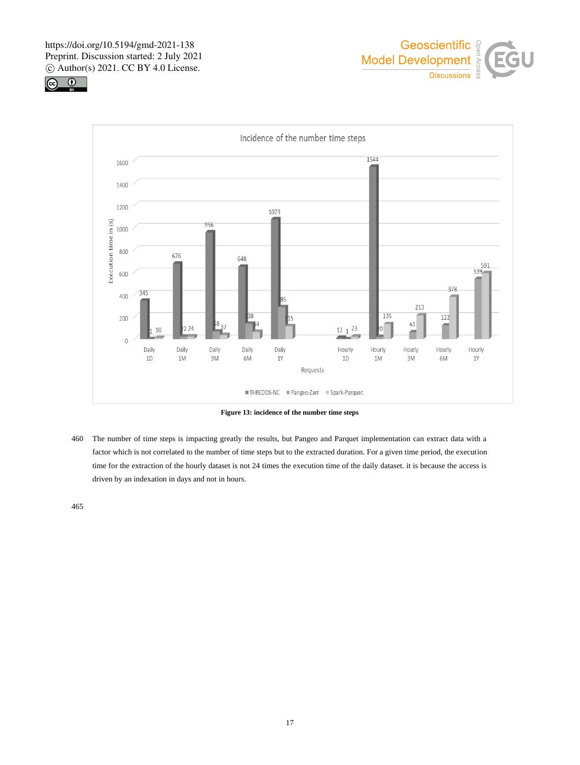**Figure 13: incidence of the number time steps**

The number of time steps is impacting greatly the results, but Pangeo and Parquet implementation can extract data with a factor which is not correlated to the number of time steps but to the extracted duration. For a given time period, the execution time for the extraction of the hourly dataset is not 24 times the execution time of the daily dataset. it is because the access is driven by an indexation in days and not in hours.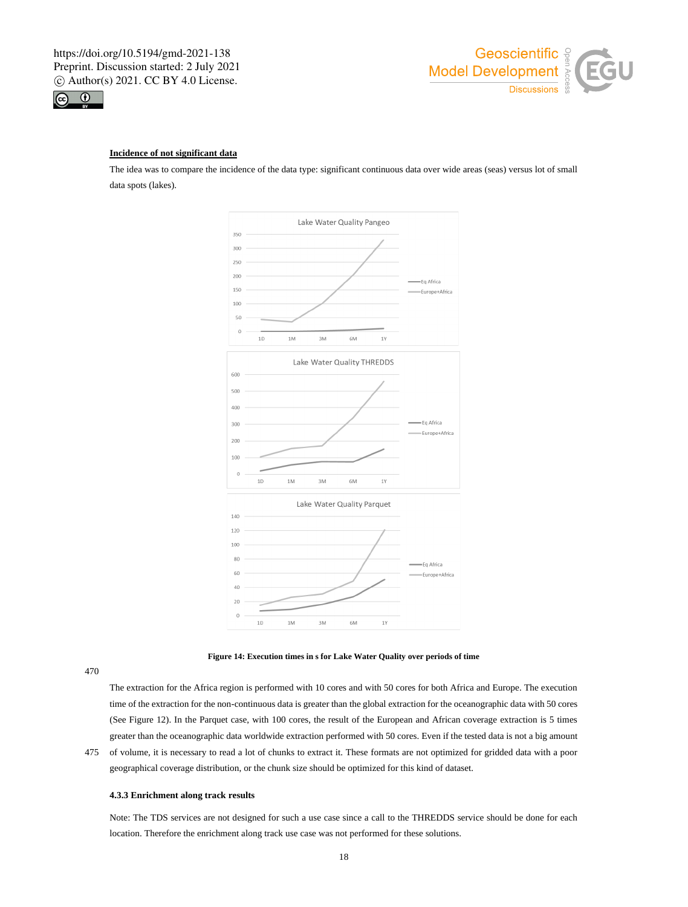**Incidence of not significant data**

The idea was to compare the incidence of the data type: significant continuous data over wide areas (seas) versus lot of small data spots (lakes).

Figure 14: Execution times in s for Lake Water Quality over periods of time

The extraction for the Africa region is performed with 10 cores and with 50 cores for both Africa and Europe. The execution time of the extraction for the non-continuous data is greater than the global extraction for the oceanographic data with 50 cores (See Figure 12). In the Parquet case, with 100 cores, the result of the European and African coverage extraction is 5 times greater than the oceanographic data worldwide extraction performed with 50 cores. Even if the tested data is not a big amount of volume, it is necessary to read a lot of chunks to extract it. These formats are not optimized for gridded data with a poor geographical coverage distribution, or the chunk size should be optimized for this kind of dataset.

### 4.3.3 Enrichment along track results

Note: The TDS services are not designed for such a use case since a call to the THREDDS service should be done for each location. Therefore the enrichment along track use case was not performed for these solutions.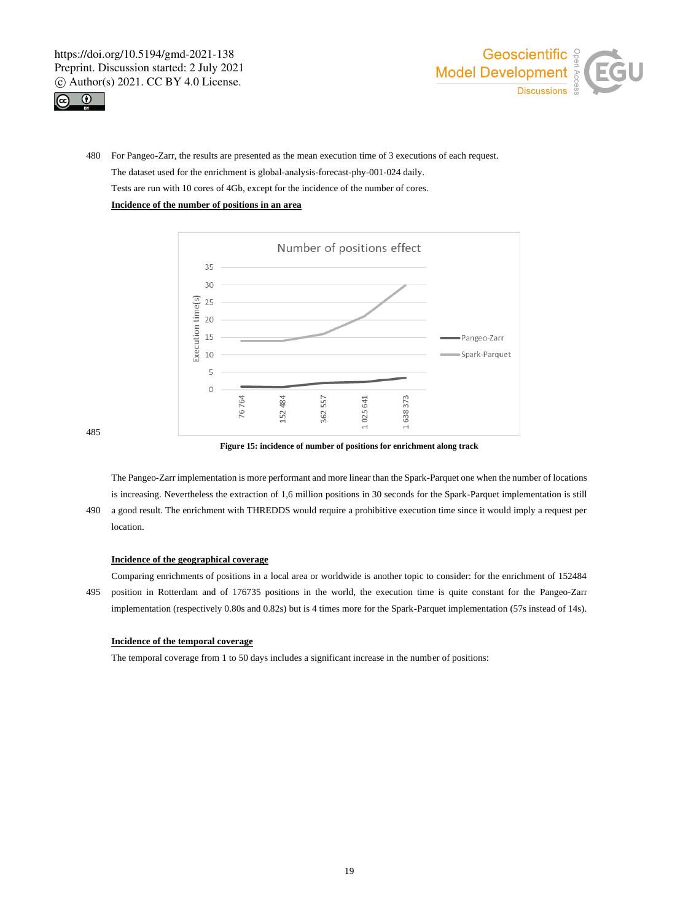For Pangeo-Zarr, the results are presented as the mean execution time of 3 executions of each request.

The dataset used for the enrichment is global-analysis-forecast-phy-001-024 daily.

Tests are run with 10 cores of 4Gb, except for the incidence of the number of cores.

**Incidence of the number of positions in an area**

Figure 15: incidence of number of positions for enrichment along track

The Pangeo-Zarr implementation is more performant and more linear than the Spark-Parquet one when the number of locations is increasing. Nevertheless the extraction of 1,6 million positions in 30 seconds for the Spark-Parquet implementation is still a good result. The enrichment with THREDDS would require a prohibitive execution time since it would imply a request per location.

**Incidence of the geographical coverage**

Comparing enrichments of positions in a local area or worldwide is another topic to consider: for the enrichment of 152484 position in Rotterdam and of 176735 positions in the world, the execution time is quite constant for the Pangeo-Zarr implementation (respectively 0.80s and 0.82s) but is 4 times more for the Spark-Parquet implementation (57s instead of 14s).

**Incidence of the temporal coverage**

The temporal coverage from 1 to 50 days includes a significant increase in the number of positions: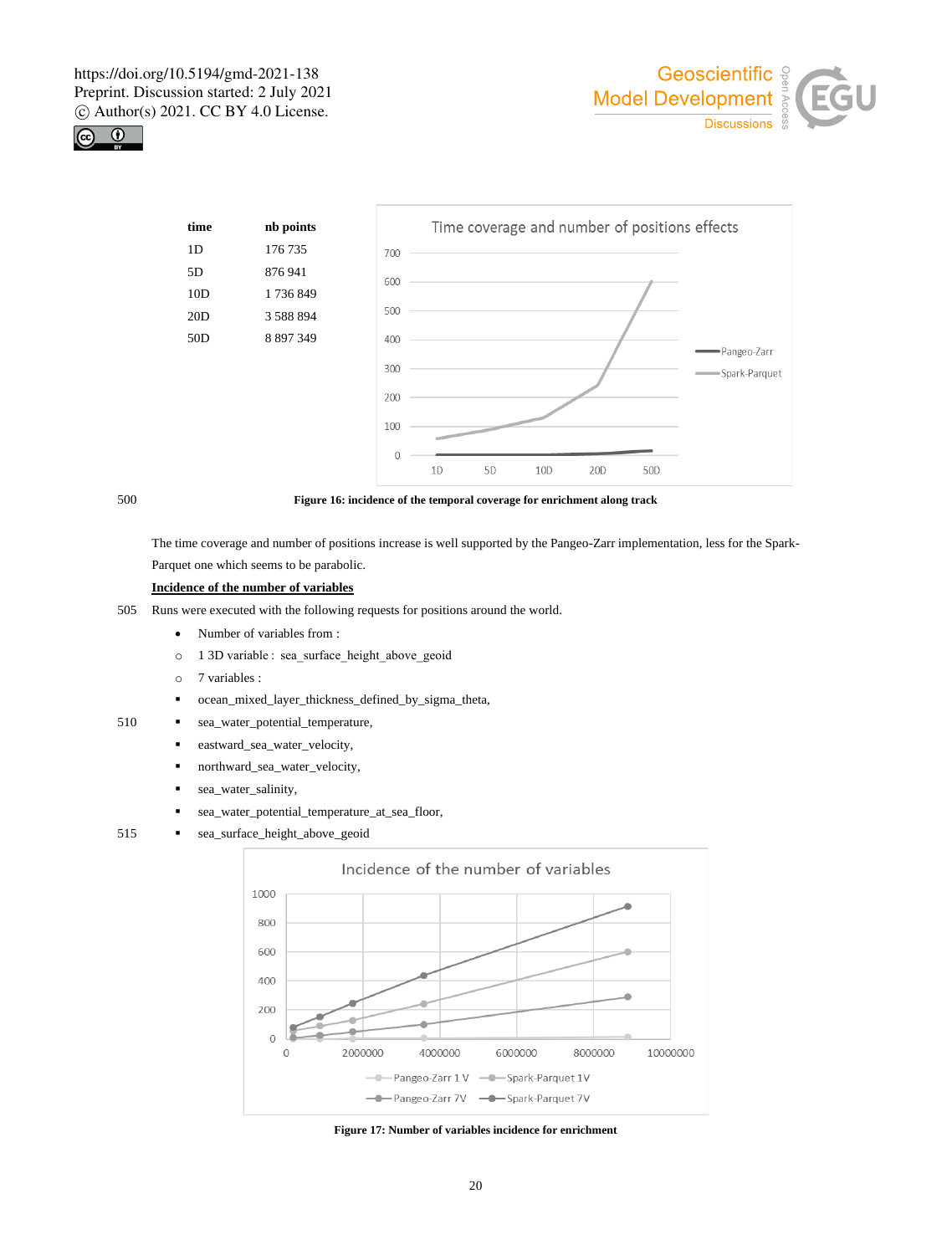| time | nb points |
| --- | --- |
| 1D | 176 735 |
| 5D | 876 941 |
| 10D | 1 736 849 |
| 20D | 3 588 894 |
| 50D | 8 897 349 |

**Figure 16: incidence of the temporal coverage for enrichment along track**

The time coverage and number of positions increase is well supported by the Pangeo-Zarr implementation, less for the Spark-Parquet one which seems to be parabolic.

**Incidence of the number of variables**

Runs were executed with the following requests for positions around the world.

- Number of variables from :
  - 1 3D variable : sea_surface_height_above_geoid
  - 7 variables :
    - ocean_mixed_layer_thickness_defined_by_sigma_theta,
    - sea_water_potential_temperature,
    - eastward_sea_water_velocity,
    - northward_sea_water_velocity,
    - sea_water_salinity,
    - sea_water_potential_temperature_at_sea_floor,
    - sea_surface_height_above_geoid

**Figure 17: Number of variables incidence for enrichment**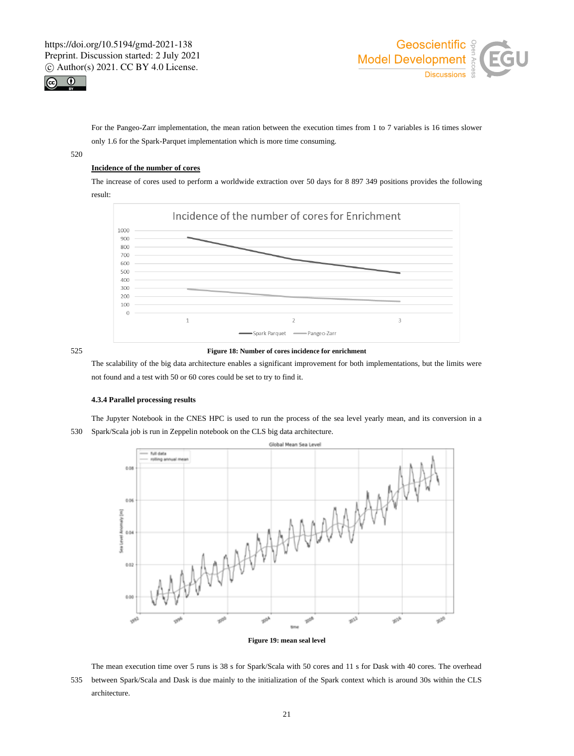For the Pangeo-Zarr implementation, the mean ration between the execution times from 1 to 7 variables is 16 times slower only 1.6 for the Spark-Parquet implementation which is more time consuming.

**Incidence of the number of cores**

The increase of cores used to perform a worldwide extraction over 50 days for 8 897 349 positions provides the following result:

**Figure 18: Number of cores incidence for enrichment**

The scalability of the big data architecture enables a significant improvement for both implementations, but the limits were not found and a test with 50 or 60 cores could be set to try to find it.

#### 4.3.4 Parallel processing results

The Jupyter Notebook in the CNES HPC is used to run the process of the sea level yearly mean, and its conversion in a Spark/Scala job is run in Zeppelin notebook on the CLS big data architecture.

**Figure 19: mean seal level**

The mean execution time over 5 runs is 38 s for Spark/Scala with 50 cores and 11 s for Dask with 40 cores. The overhead between Spark/Scala and Dask is due mainly to the initialization of the Spark context which is around 30s within the CLS architecture.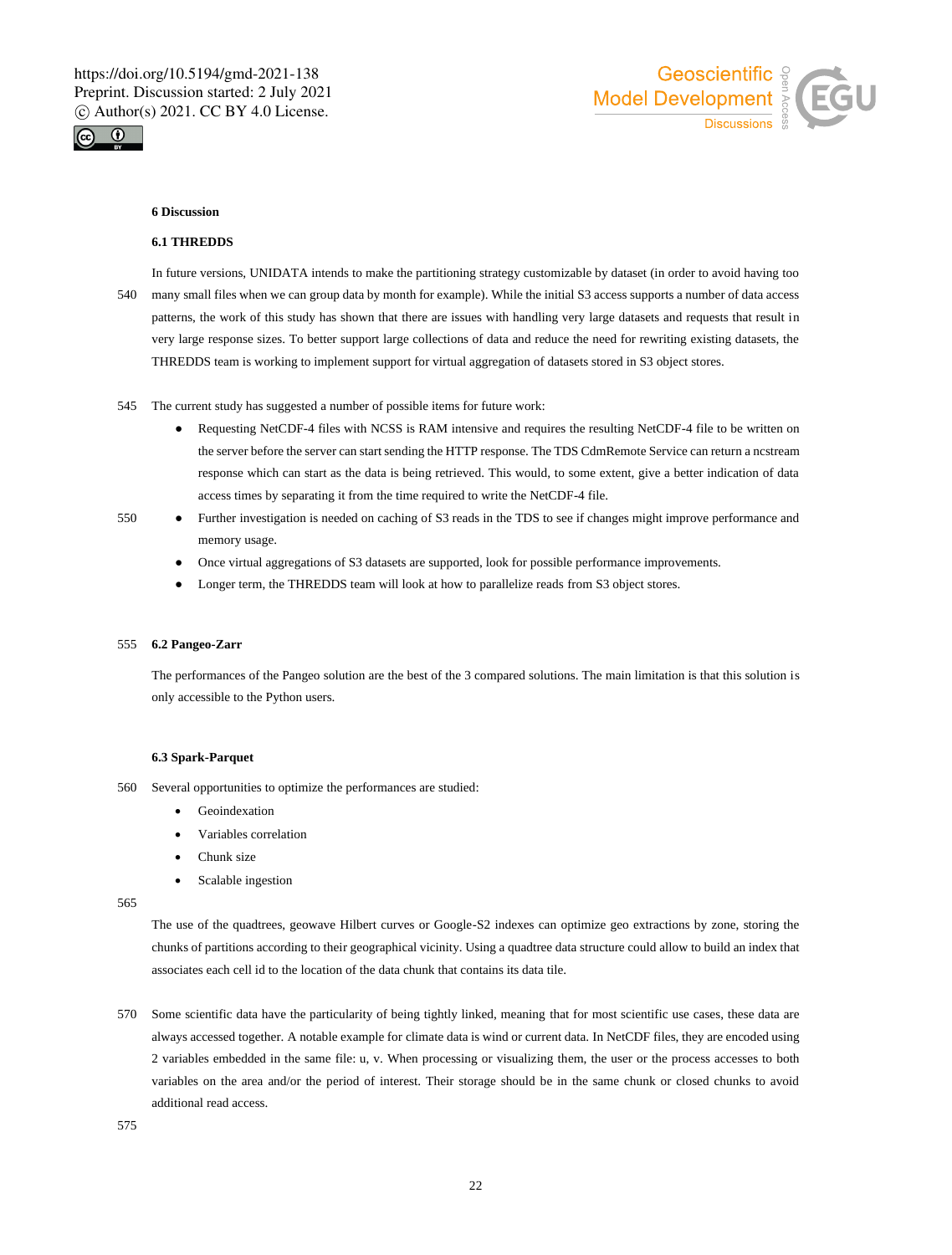## 6 Discussion

### 6.1 THREDDS

In future versions, UNIDATA intends to make the partitioning strategy customizable by dataset (in order to avoid having too many small files when we can group data by month for example). While the initial S3 access supports a number of data access patterns, the work of this study has shown that there are issues with handling very large datasets and requests that result in very large response sizes. To better support large collections of data and reduce the need for rewriting existing datasets, the THREDDS team is working to implement support for virtual aggregation of datasets stored in S3 object stores.

The current study has suggested a number of possible items for future work:

- Requesting NetCDF-4 files with NCSS is RAM intensive and requires the resulting NetCDF-4 file to be written on the server before the server can start sending the HTTP response. The TDS CdmRemote Service can return a ncstream response which can start as the data is being retrieved. This would, to some extent, give a better indication of data access times by separating it from the time required to write the NetCDF-4 file.
- Further investigation is needed on caching of S3 reads in the TDS to see if changes might improve performance and memory usage.
- Once virtual aggregations of S3 datasets are supported, look for possible performance improvements.
- Longer term, the THREDDS team will look at how to parallelize reads from S3 object stores.

### 6.2 Pangeo-Zarr

The performances of the Pangeo solution are the best of the 3 compared solutions. The main limitation is that this solution is only accessible to the Python users.

### 6.3 Spark-Parquet

Several opportunities to optimize the performances are studied:

- Geoindexation
- Variables correlation
- Chunk size
- Scalable ingestion

The use of the quadtrees, geowave Hilbert curves or Google-S2 indexes can optimize geo extractions by zone, storing the chunks of partitions according to their geographical vicinity. Using a quadtree data structure could allow to build an index that associates each cell id to the location of the data chunk that contains its data tile.

Some scientific data have the particularity of being tightly linked, meaning that for most scientific use cases, these data are always accessed together. A notable example for climate data is wind or current data. In NetCDF files, they are encoded using 2 variables embedded in the same file: u, v. When processing or visualizing them, the user or the process accesses to both variables on the area and/or the period of interest. Their storage should be in the same chunk or closed chunks to avoid additional read access.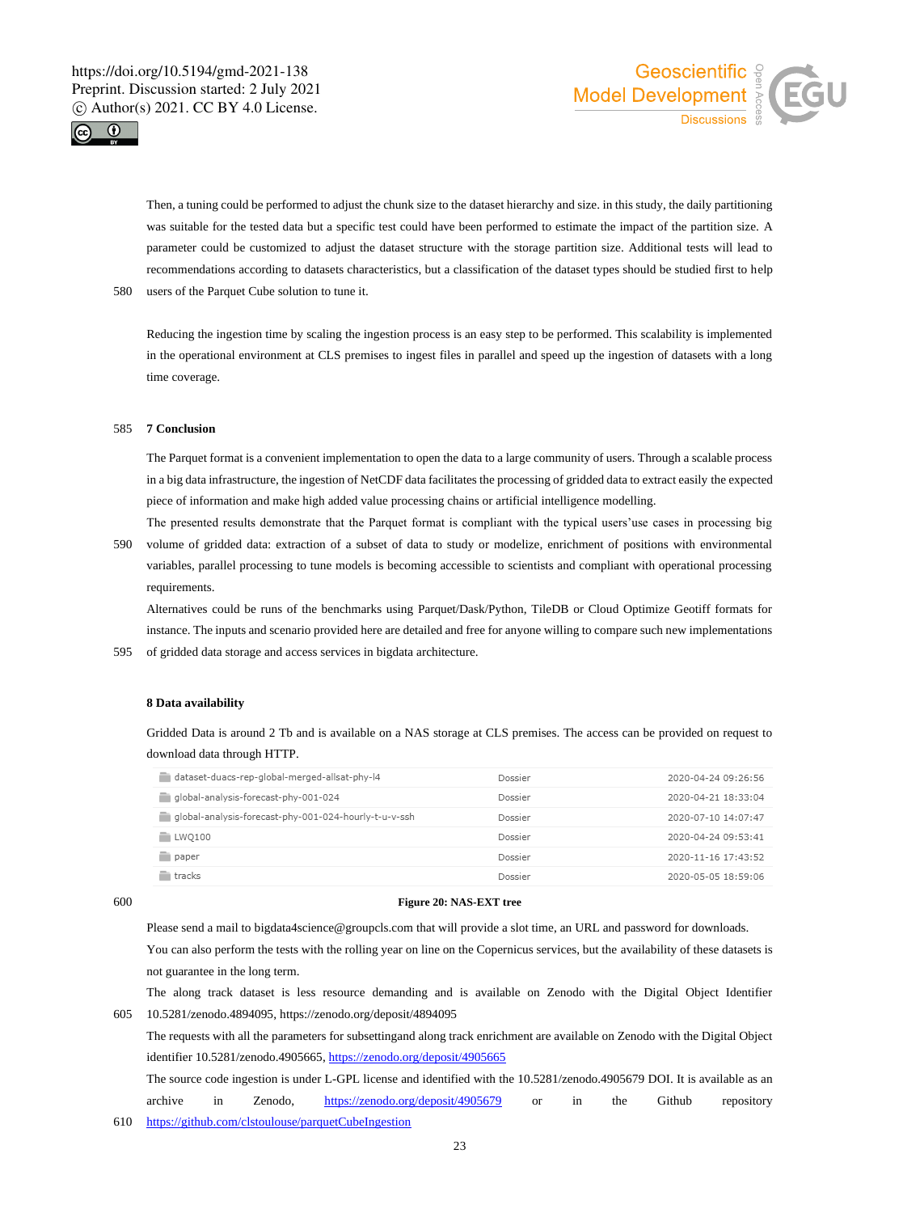Then, a tuning could be performed to adjust the chunk size to the dataset hierarchy and size. in this study, the daily partitioning was suitable for the tested data but a specific test could have been performed to estimate the impact of the partition size. A parameter could be customized to adjust the dataset structure with the storage partition size. Additional tests will lead to recommendations according to datasets characteristics, but a classification of the dataset types should be studied first to help users of the Parquet Cube solution to tune it.

Reducing the ingestion time by scaling the ingestion process is an easy step to be performed. This scalability is implemented in the operational environment at CLS premises to ingest files in parallel and speed up the ingestion of datasets with a long time coverage.

## 7 Conclusion

The Parquet format is a convenient implementation to open the data to a large community of users. Through a scalable process in a big data infrastructure, the ingestion of NetCDF data facilitates the processing of gridded data to extract easily the expected piece of information and make high added value processing chains or artificial intelligence modelling.

The presented results demonstrate that the Parquet format is compliant with the typical users'use cases in processing big volume of gridded data: extraction of a subset of data to study or modelize, enrichment of positions with environmental variables, parallel processing to tune models is becoming accessible to scientists and compliant with operational processing requirements.

Alternatives could be runs of the benchmarks using Parquet/Dask/Python, TileDB or Cloud Optimize Geotiff formats for instance. The inputs and scenario provided here are detailed and free for anyone willing to compare such new implementations of gridded data storage and access services in bigdata architecture.

## 8 Data availability

Gridded Data is around 2 Tb and is available on a NAS storage at CLS premises. The access can be provided on request to download data through HTTP.

| | | |
|---|---|---|
| dataset-duacs-rep-global-merged-allsat-phy-l4 | Dossier | 2020-04-24 09:26:56 |
| global-analysis-forecast-phy-001-024 | Dossier | 2020-04-21 18:33:04 |
| global-analysis-forecast-phy-001-024-hourly-t-u-v-ssh | Dossier | 2020-07-10 14:07:47 |
| LWQ100 | Dossier | 2020-04-24 09:53:41 |
| paper | Dossier | 2020-11-16 17:43:52 |
| tracks | Dossier | 2020-05-05 18:59:06 |

**Figure 20: NAS-EXT tree**

Please send a mail to bigdata4science@groupcls.com that will provide a slot time, an URL and password for downloads.

You can also perform the tests with the rolling year on line on the Copernicus services, but the availability of these datasets is not guarantee in the long term.

The along track dataset is less resource demanding and is available on Zenodo with the Digital Object Identifier 10.5281/zenodo.4894095, https://zenodo.org/deposit/4894095

The requests with all the parameters for subsettingand along track enrichment are available on Zenodo with the Digital Object identifier 10.5281/zenodo.4905665, https://zenodo.org/deposit/4905665

The source code ingestion is under L-GPL license and identified with the 10.5281/zenodo.4905679 DOI. It is available as an archive in Zenodo, https://zenodo.org/deposit/4905679 or in the Github repository https://github.com/clstoulouse/parquetCubeIngestion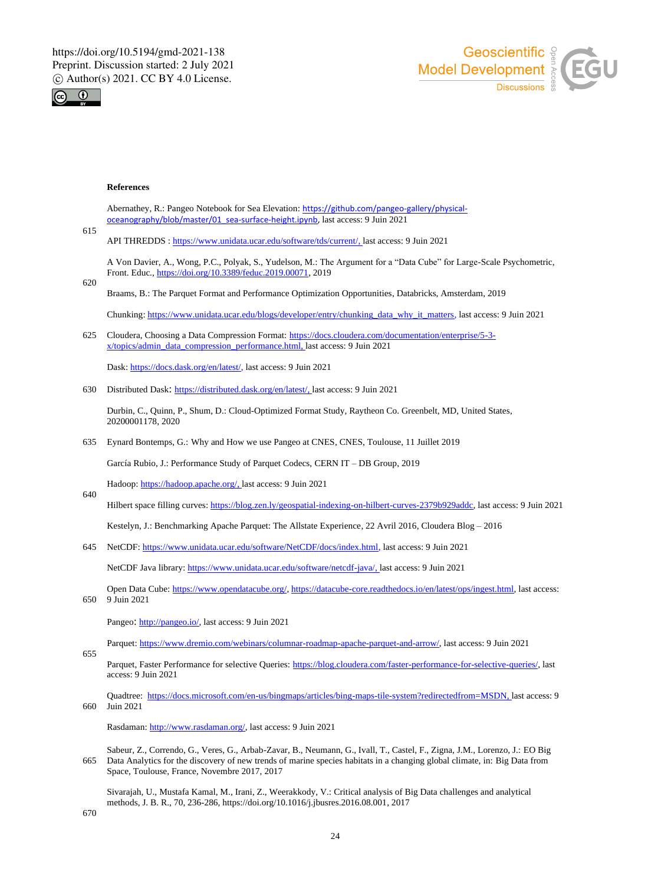## References

Abernathey, R.: Pangeo Notebook for Sea Elevation: https://github.com/pangeo-gallery/physical-oceanography/blob/master/01_sea-surface-height.ipynb, last access: 9 Juin 2021

API THREDDS : https://www.unidata.ucar.edu/software/tds/current/, last access: 9 Juin 2021

A Von Davier, A., Wong, P.C., Polyak, S., Yudelson, M.: The Argument for a "Data Cube" for Large-Scale Psychometric, Front. Educ., https://doi.org/10.3389/feduc.2019.00071, 2019

Braams, B.: The Parquet Format and Performance Optimization Opportunities, Databricks, Amsterdam, 2019

Chunking: https://www.unidata.ucar.edu/blogs/developer/entry/chunking_data_why_it_matters, last access: 9 Juin 2021

Cloudera, Choosing a Data Compression Format: https://docs.cloudera.com/documentation/enterprise/5-3-x/topics/admin_data_compression_performance.html, last access: 9 Juin 2021

Dask: https://docs.dask.org/en/latest/, last access: 9 Juin 2021

Distributed Dask: https://distributed.dask.org/en/latest/, last access: 9 Juin 2021

Durbin, C., Quinn, P., Shum, D.: Cloud-Optimized Format Study, Raytheon Co. Greenbelt, MD, United States, 20200001178, 2020

Eynard Bontemps, G.: Why and How we use Pangeo at CNES, CNES, Toulouse, 11 Juillet 2019

García Rubio, J.: Performance Study of Parquet Codecs, CERN IT – DB Group, 2019

Hadoop: https://hadoop.apache.org/, last access: 9 Juin 2021

Hilbert space filling curves: https://blog.zen.ly/geospatial-indexing-on-hilbert-curves-2379b929addc, last access: 9 Juin 2021

Kestelyn, J.: Benchmarking Apache Parquet: The Allstate Experience, 22 Avril 2016, Cloudera Blog – 2016

NetCDF: https://www.unidata.ucar.edu/software/NetCDF/docs/index.html, last access: 9 Juin 2021

NetCDF Java library: https://www.unidata.ucar.edu/software/netcdf-java/, last access: 9 Juin 2021

Open Data Cube: https://www.opendatacube.org/, https://datacube-core.readthedocs.io/en/latest/ops/ingest.html, last access: 9 Juin 2021

Pangeo: http://pangeo.io/, last access: 9 Juin 2021

Parquet: https://www.dremio.com/webinars/columnar-roadmap-apache-parquet-and-arrow/, last access: 9 Juin 2021

Parquet, Faster Performance for selective Queries: https://blog.cloudera.com/faster-performance-for-selective-queries/, last access: 9 Juin 2021

Quadtree: https://docs.microsoft.com/en-us/bingmaps/articles/bing-maps-tile-system?redirectedfrom=MSDN, last access: 9 Juin 2021

Rasdaman: http://www.rasdaman.org/, last access: 9 Juin 2021

Sabeur, Z., Correndo, G., Veres, G., Arbab-Zavar, B., Neumann, G., Ivall, T., Castel, F., Zigna, J.M., Lorenzo, J.: EO Big Data Analytics for the discovery of new trends of marine species habitats in a changing global climate, in: Big Data from Space, Toulouse, France, Novembre 2017, 2017

Sivarajah, U., Mustafa Kamal, M., Irani, Z., Weerakkody, V.: Critical analysis of Big Data challenges and analytical methods, J. B. R., 70, 236-286, https://doi.org/10.1016/j.jbusres.2016.08.001, 2017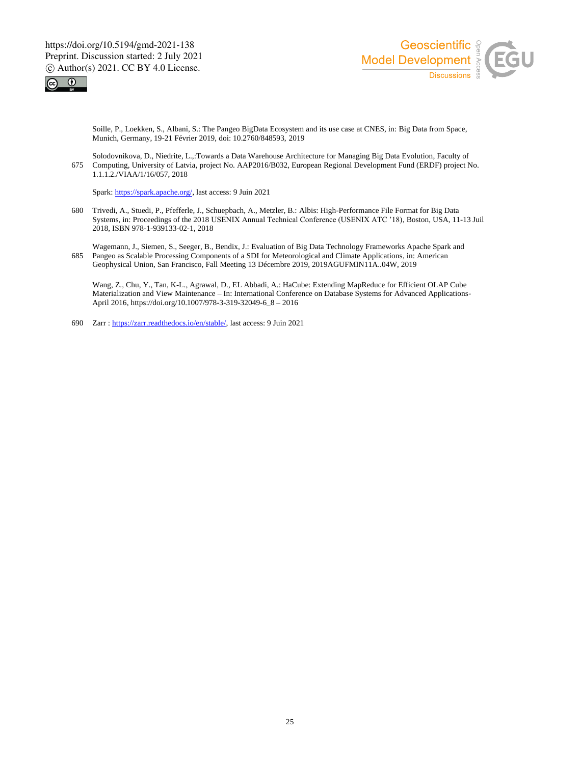Soille, P., Loekken, S., Albani, S.: The Pangeo BigData Ecosystem and its use case at CNES, in: Big Data from Space, Munich, Germany, 19-21 Février 2019, doi: 10.2760/848593, 2019

Solodovnikova, D., Niedrite, L.,:Towards a Data Warehouse Architecture for Managing Big Data Evolution, Faculty of Computing, University of Latvia, project No. AAP2016/B032, European Regional Development Fund (ERDF) project No. 1.1.1.2./VIAA/1/16/057, 2018

Spark: https://spark.apache.org/, last access: 9 Juin 2021

Trivedi, A., Stuedi, P., Pfefferle, J., Schuepbach, A., Metzler, B.: Albis: High-Performance File Format for Big Data Systems, in: Proceedings of the 2018 USENIX Annual Technical Conference (USENIX ATC '18), Boston, USA, 11-13 Juil 2018, ISBN 978-1-939133-02-1, 2018

Wagemann, J., Siemen, S., Seeger, B., Bendix, J.: Evaluation of Big Data Technology Frameworks Apache Spark and Pangeo as Scalable Processing Components of a SDI for Meteorological and Climate Applications, in: American Geophysical Union, San Francisco, Fall Meeting 13 Décembre 2019, 2019AGUFMIN11A..04W, 2019

Wang, Z., Chu, Y., Tan, K-L., Agrawal, D., EL Abbadi, A.: HaCube: Extending MapReduce for Efficient OLAP Cube Materialization and View Maintenance – In: International Conference on Database Systems for Advanced Applications- April 2016, https://doi.org/10.1007/978-3-319-32049-6_8 – 2016

Zarr : https://zarr.readthedocs.io/en/stable/, last access: 9 Juin 2021